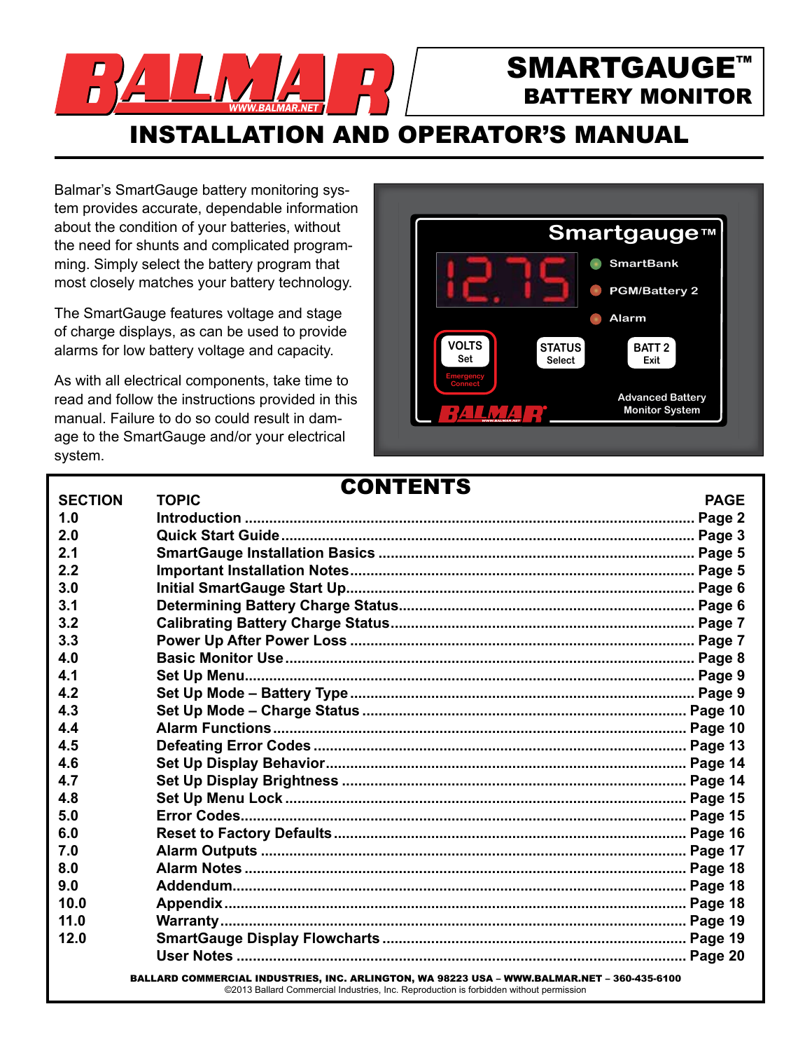# BALMAR

WWW.BALMAR.NET

# SMARTGAUGE™ BATTERY MONITOR

## INSTALLATION AND OPERATOR'S MANUAL

Balmar's SmartGauge battery monitoring system provides accurate, dependable information about the condition of your batteries, without the need for shunts and complicated programming. Simply select the battery program that most closely matches your battery technology.

The SmartGauge features voltage and stage of charge displays, as can be used to provide alarms for low battery voltage and capacity.

As with all electrical components, take time to read and follow the instructions provided in this manual. Failure to do so could result in damage to the SmartGauge and/or your electrical system.

## CONTENTS

| SECTION | TOPIC | PAGE |
|---|---|---|
| 1.0 | Introduction | Page 2 |
| 2.0 | Quick Start Guide | Page 3 |
| 2.1 | SmartGauge Installation Basics | Page 5 |
| 2.2 | Important Installation Notes | Page 5 |
| 3.0 | Initial SmartGauge Start Up | Page 6 |
| 3.1 | Determining Battery Charge Status | Page 6 |
| 3.2 | Calibrating Battery Charge Status | Page 7 |
| 3.3 | Power Up After Power Loss | Page 7 |
| 4.0 | Basic Monitor Use | Page 8 |
| 4.1 | Set Up Menu | Page 9 |
| 4.2 | Set Up Mode – Battery Type | Page 9 |
| 4.3 | Set Up Mode – Charge Status | Page 10 |
| 4.4 | Alarm Functions | Page 10 |
| 4.5 | Defeating Error Codes | Page 13 |
| 4.6 | Set Up Display Behavior | Page 14 |
| 4.7 | Set Up Display Brightness | Page 14 |
| 4.8 | Set Up Menu Lock | Page 15 |
| 5.0 | Error Codes | Page 15 |
| 6.0 | Reset to Factory Defaults | Page 16 |
| 7.0 | Alarm Outputs | Page 17 |
| 8.0 | Alarm Notes | Page 18 |
| 9.0 | Addendum | Page 18 |
| 10.0 | Appendix | Page 18 |
| 11.0 | Warranty | Page 19 |
| 12.0 | SmartGauge Display Flowcharts | Page 19 |
| | User Notes | Page 20 |

BALLARD COMMERCIAL INDUSTRIES, INC. ARLINGTON, WA 98223 USA – WWW.BALMAR.NET – 360-435-6100

©2013 Ballard Commercial Industries, Inc. Reproduction is forbidden without permission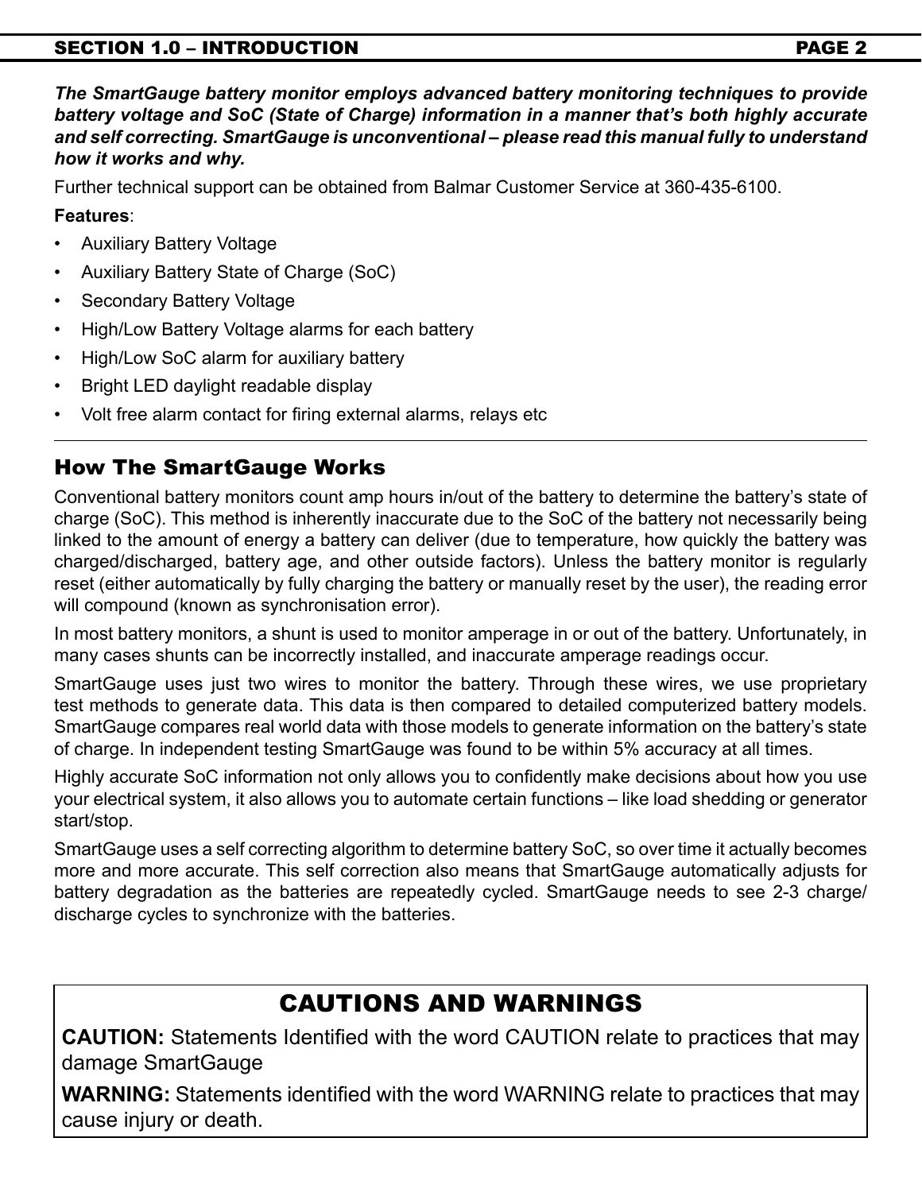***The SmartGauge battery monitor employs advanced battery monitoring techniques to provide battery voltage and SoC (State of Charge) information in a manner that's both highly accurate and self correcting. SmartGauge is unconventional – please read this manual fully to understand how it works and why.***

Further technical support can be obtained from Balmar Customer Service at 360-435-6100.

**Features**:

- Auxiliary Battery Voltage
- Auxiliary Battery State of Charge (SoC)
- Secondary Battery Voltage
- High/Low Battery Voltage alarms for each battery
- High/Low SoC alarm for auxiliary battery
- Bright LED daylight readable display
- Volt free alarm contact for firing external alarms, relays etc

## How The SmartGauge Works

Conventional battery monitors count amp hours in/out of the battery to determine the battery's state of charge (SoC). This method is inherently inaccurate due to the SoC of the battery not necessarily being linked to the amount of energy a battery can deliver (due to temperature, how quickly the battery was charged/discharged, battery age, and other outside factors). Unless the battery monitor is regularly reset (either automatically by fully charging the battery or manually reset by the user), the reading error will compound (known as synchronisation error).

In most battery monitors, a shunt is used to monitor amperage in or out of the battery. Unfortunately, in many cases shunts can be incorrectly installed, and inaccurate amperage readings occur.

SmartGauge uses just two wires to monitor the battery. Through these wires, we use proprietary test methods to generate data. This data is then compared to detailed computerized battery models. SmartGauge compares real world data with those models to generate information on the battery's state of charge. In independent testing SmartGauge was found to be within 5% accuracy at all times.

Highly accurate SoC information not only allows you to confidently make decisions about how you use your electrical system, it also allows you to automate certain functions – like load shedding or generator start/stop.

SmartGauge uses a self correcting algorithm to determine battery SoC, so over time it actually becomes more and more accurate. This self correction also means that SmartGauge automatically adjusts for battery degradation as the batteries are repeatedly cycled. SmartGauge needs to see 2-3 charge/discharge cycles to synchronize with the batteries.

## CAUTIONS AND WARNINGS

**CAUTION:** Statements Identified with the word CAUTION relate to practices that may damage SmartGauge

**WARNING:** Statements identified with the word WARNING relate to practices that may cause injury or death.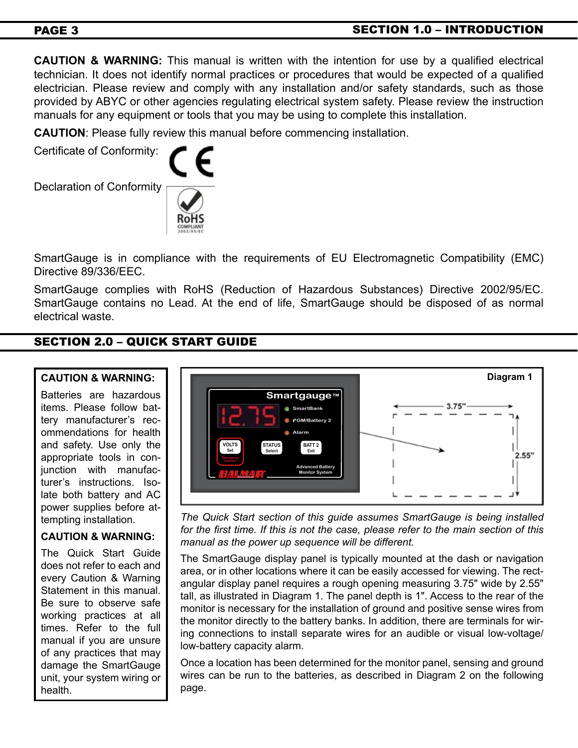**CAUTION & WARNING:** This manual is written with the intention for use by a qualified electrical technician. It does not identify normal practices or procedures that would be expected of a qualified electrician. Please review and comply with any installation and/or safety standards, such as those provided by ABYC or other agencies regulating electrical system safety. Please review the instruction manuals for any equipment or tools that you may be using to complete this installation.

**CAUTION**: Please fully review this manual before commencing installation.

Certificate of Conformity:

Declaration of Conformity

SmartGauge is in compliance with the requirements of EU Electromagnetic Compatibility (EMC) Directive 89/336/EEC.

SmartGauge complies with RoHS (Reduction of Hazardous Substances) Directive 2002/95/EC. SmartGauge contains no Lead. At the end of life, SmartGauge should be disposed of as normal electrical waste.

## SECTION 2.0 – QUICK START GUIDE

**CAUTION & WARNING:**

Batteries are hazardous items. Please follow battery manufacturer's recommendations for health and safety. Use only the appropriate tools in conjunction with manufacturer's instructions. Isolate both battery and AC power supplies before attempting installation.

**CAUTION & WARNING:**

The Quick Start Guide does not refer to each and every Caution & Warning Statement in this manual. Be sure to observe safe working practices at all times. Refer to the full manual if you are unsure of any practices that may damage the SmartGauge unit, your system wiring or health.

Diagram 1

*The Quick Start section of this guide assumes SmartGauge is being installed for the first time. If this is not the case, please refer to the main section of this manual as the power up sequence will be different.*

The SmartGauge display panel is typically mounted at the dash or navigation area, or in other locations where it can be easily accessed for viewing. The rectangular display panel requires a rough opening measuring 3.75" wide by 2.55" tall, as illustrated in Diagram 1. The panel depth is 1". Access to the rear of the monitor is necessary for the installation of ground and positive sense wires from the monitor directly to the battery banks. In addition, there are terminals for wiring connections to install separate wires for an audible or visual low-voltage/low-battery capacity alarm.

Once a location has been determined for the monitor panel, sensing and ground wires can be run to the batteries, as described in Diagram 2 on the following page.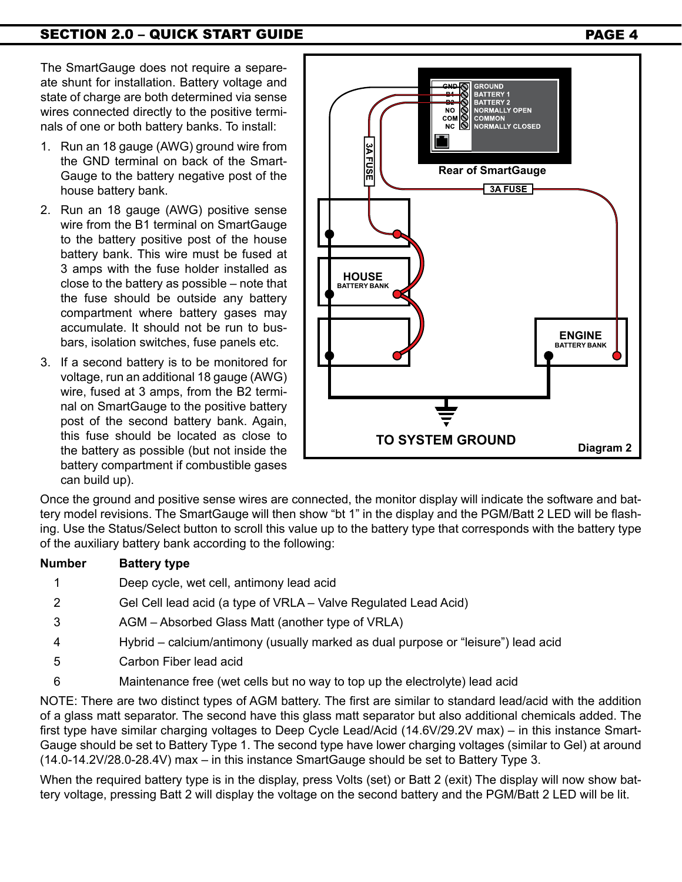The SmartGauge does not require a separate shunt for installation. Battery voltage and state of charge are both determined via sense wires connected directly to the positive terminals of one or both battery banks. To install:

1. Run an 18 gauge (AWG) ground wire from the GND terminal on back of the SmartGauge to the battery negative post of the house battery bank.
2. Run an 18 gauge (AWG) positive sense wire from the B1 terminal on SmartGauge to the battery positive post of the house battery bank. This wire must be fused at 3 amps with the fuse holder installed as close to the battery as possible – note that the fuse should be outside any battery compartment where battery gases may accumulate. It should not be run to busbars, isolation switches, fuse panels etc.
3. If a second battery is to be monitored for voltage, run an additional 18 gauge (AWG) wire, fused at 3 amps, from the B2 terminal on SmartGauge to the positive battery post of the second battery bank. Again, this fuse should be located as close to the battery as possible (but not inside the battery compartment if combustible gases can build up).

Diagram 2

Once the ground and positive sense wires are connected, the monitor display will indicate the software and battery model revisions. The SmartGauge will then show "bt 1" in the display and the PGM/Batt 2 LED will be flashing. Use the Status/Select button to scroll this value up to the battery type that corresponds with the battery type of the auxiliary battery bank according to the following:

| Number | Battery type |
|---|---|
| 1 | Deep cycle, wet cell, antimony lead acid |
| 2 | Gel Cell lead acid (a type of VRLA – Valve Regulated Lead Acid) |
| 3 | AGM – Absorbed Glass Matt (another type of VRLA) |
| 4 | Hybrid – calcium/antimony (usually marked as dual purpose or "leisure") lead acid |
| 5 | Carbon Fiber lead acid |
| 6 | Maintenance free (wet cells but no way to top up the electrolyte) lead acid |

NOTE: There are two distinct types of AGM battery. The first are similar to standard lead/acid with the addition of a glass matt separator. The second have this glass matt separator but also additional chemicals added. The first type have similar charging voltages to Deep Cycle Lead/Acid (14.6V/29.2V max) – in this instance SmartGauge should be set to Battery Type 1. The second type have lower charging voltages (similar to Gel) at around (14.0-14.2V/28.0-28.4V) max – in this instance SmartGauge should be set to Battery Type 3.

When the required battery type is in the display, press Volts (set) or Batt 2 (exit) The display will now show battery voltage, pressing Batt 2 will display the voltage on the second battery and the PGM/Batt 2 LED will be lit.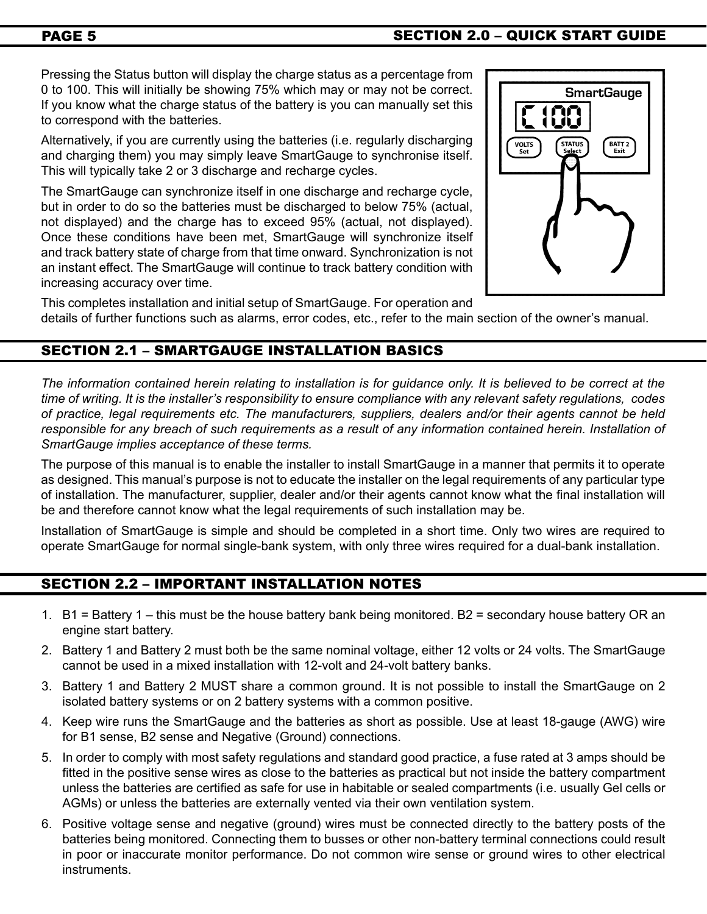Pressing the Status button will display the charge status as a percentage from 0 to 100. This will initially be showing 75% which may or may not be correct. If you know what the charge status of the battery is you can manually set this to correspond with the batteries.

Alternatively, if you are currently using the batteries (i.e. regularly discharging and charging them) you may simply leave SmartGauge to synchronise itself. This will typically take 2 or 3 discharge and recharge cycles.

The SmartGauge can synchronize itself in one discharge and recharge cycle, but in order to do so the batteries must be discharged to below 75% (actual, not displayed) and the charge has to exceed 95% (actual, not displayed). Once these conditions have been met, SmartGauge will synchronize itself and track battery state of charge from that time onward. Synchronization is not an instant effect. The SmartGauge will continue to track battery condition with increasing accuracy over time.

This completes installation and initial setup of SmartGauge. For operation and details of further functions such as alarms, error codes, etc., refer to the main section of the owner's manual.

## SECTION 2.1 – SMARTGAUGE INSTALLATION BASICS

*The information contained herein relating to installation is for guidance only. It is believed to be correct at the time of writing. It is the installer's responsibility to ensure compliance with any relevant safety regulations, codes of practice, legal requirements etc. The manufacturers, suppliers, dealers and/or their agents cannot be held responsible for any breach of such requirements as a result of any information contained herein. Installation of SmartGauge implies acceptance of these terms.*

The purpose of this manual is to enable the installer to install SmartGauge in a manner that permits it to operate as designed. This manual's purpose is not to educate the installer on the legal requirements of any particular type of installation. The manufacturer, supplier, dealer and/or their agents cannot know what the final installation will be and therefore cannot know what the legal requirements of such installation may be.

Installation of SmartGauge is simple and should be completed in a short time. Only two wires are required to operate SmartGauge for normal single-bank system, with only three wires required for a dual-bank installation.

## SECTION 2.2 – IMPORTANT INSTALLATION NOTES

1. B1 = Battery 1 – this must be the house battery bank being monitored. B2 = secondary house battery OR an engine start battery.
2. Battery 1 and Battery 2 must both be the same nominal voltage, either 12 volts or 24 volts. The SmartGauge cannot be used in a mixed installation with 12-volt and 24-volt battery banks.
3. Battery 1 and Battery 2 MUST share a common ground. It is not possible to install the SmartGauge on 2 isolated battery systems or on 2 battery systems with a common positive.
4. Keep wire runs the SmartGauge and the batteries as short as possible. Use at least 18-gauge (AWG) wire for B1 sense, B2 sense and Negative (Ground) connections.
5. In order to comply with most safety regulations and standard good practice, a fuse rated at 3 amps should be fitted in the positive sense wires as close to the batteries as practical but not inside the battery compartment unless the batteries are certified as safe for use in habitable or sealed compartments (i.e. usually Gel cells or AGMs) or unless the batteries are externally vented via their own ventilation system.
6. Positive voltage sense and negative (ground) wires must be connected directly to the battery posts of the batteries being monitored. Connecting them to busses or other non-battery terminal connections could result in poor or inaccurate monitor performance. Do not common wire sense or ground wires to other electrical instruments.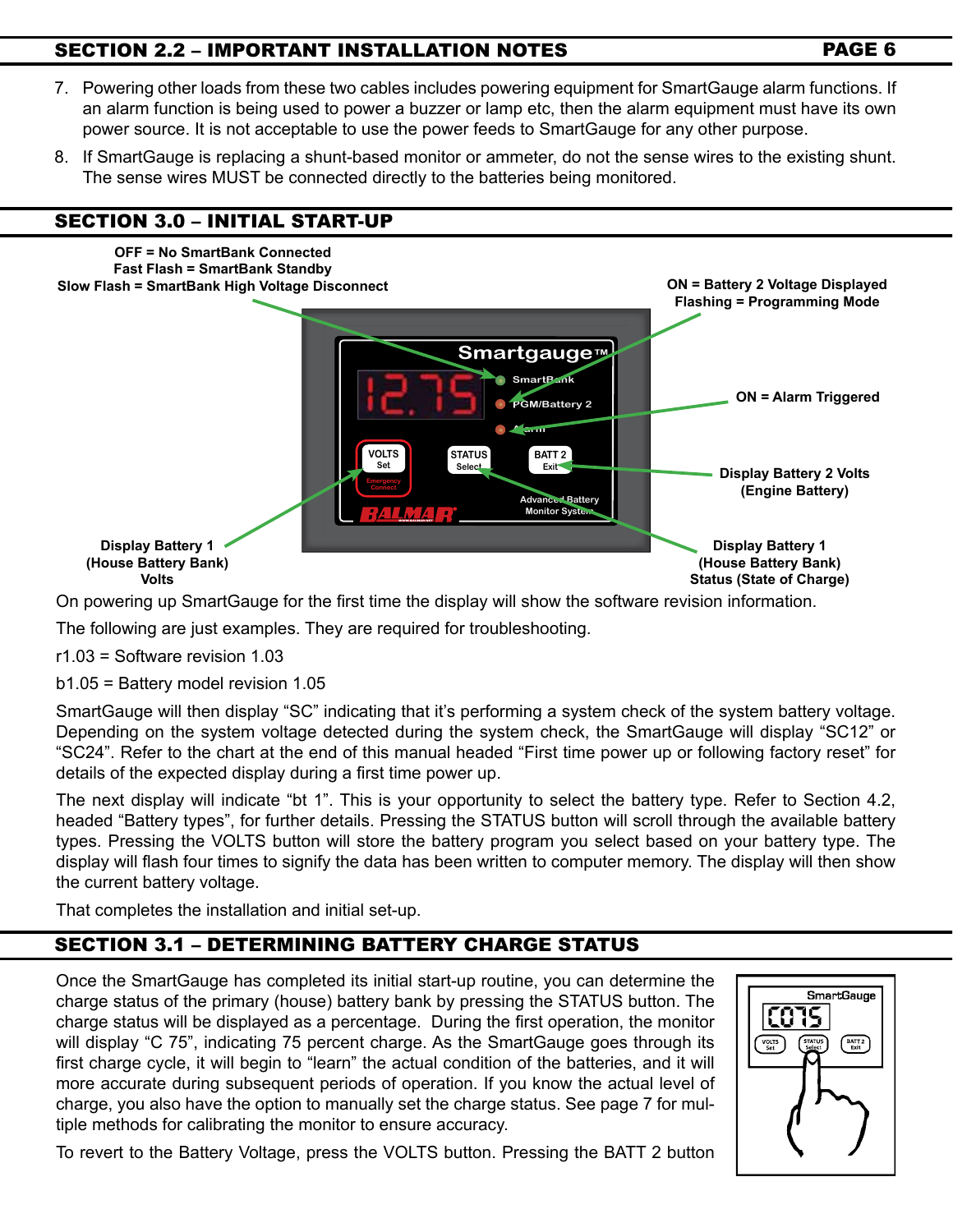## SECTION 2.2 – IMPORTANT INSTALLATION NOTES

7. Powering other loads from these two cables includes powering equipment for SmartGauge alarm functions. If an alarm function is being used to power a buzzer or lamp etc, then the alarm equipment must have its own power source. It is not acceptable to use the power feeds to SmartGauge for any other purpose.
8. If SmartGauge is replacing a shunt-based monitor or ammeter, do not the sense wires to the existing shunt. The sense wires MUST be connected directly to the batteries being monitored.

## SECTION 3.0 – INITIAL START-UP

**OFF = No SmartBank Connected**
**Fast Flash = SmartBank Standby**
**Slow Flash = SmartBank High Voltage Disconnect**

**ON = Battery 2 Voltage Displayed**
**Flashing = Programming Mode**

**ON = Alarm Triggered**

**Display Battery 2 Volts (Engine Battery)**

**Display Battery 1 (House Battery Bank) Volts**

**Display Battery 1 (House Battery Bank) Status (State of Charge)**

On powering up SmartGauge for the first time the display will show the software revision information.

The following are just examples. They are required for troubleshooting.

r1.03 = Software revision 1.03

b1.05 = Battery model revision 1.05

SmartGauge will then display “SC” indicating that it’s performing a system check of the system battery voltage. Depending on the system voltage detected during the system check, the SmartGauge will display “SC12” or “SC24”. Refer to the chart at the end of this manual headed “First time power up or following factory reset” for details of the expected display during a first time power up.

The next display will indicate “bt 1”. This is your opportunity to select the battery type. Refer to Section 4.2, headed “Battery types”, for further details. Pressing the STATUS button will scroll through the available battery types. Pressing the VOLTS button will store the battery program you select based on your battery type. The display will flash four times to signify the data has been written to computer memory. The display will then show the current battery voltage.

That completes the installation and initial set-up.

## SECTION 3.1 – DETERMINING BATTERY CHARGE STATUS

Once the SmartGauge has completed its initial start-up routine, you can determine the charge status of the primary (house) battery bank by pressing the STATUS button. The charge status will be displayed as a percentage. During the first operation, the monitor will display “C 75”, indicating 75 percent charge. As the SmartGauge goes through its first charge cycle, it will begin to “learn” the actual condition of the batteries, and it will more accurate during subsequent periods of operation. If you know the actual level of charge, you also have the option to manually set the charge status. See page 7 for multiple methods for calibrating the monitor to ensure accuracy.

To revert to the Battery Voltage, press the VOLTS button. Pressing the BATT 2 button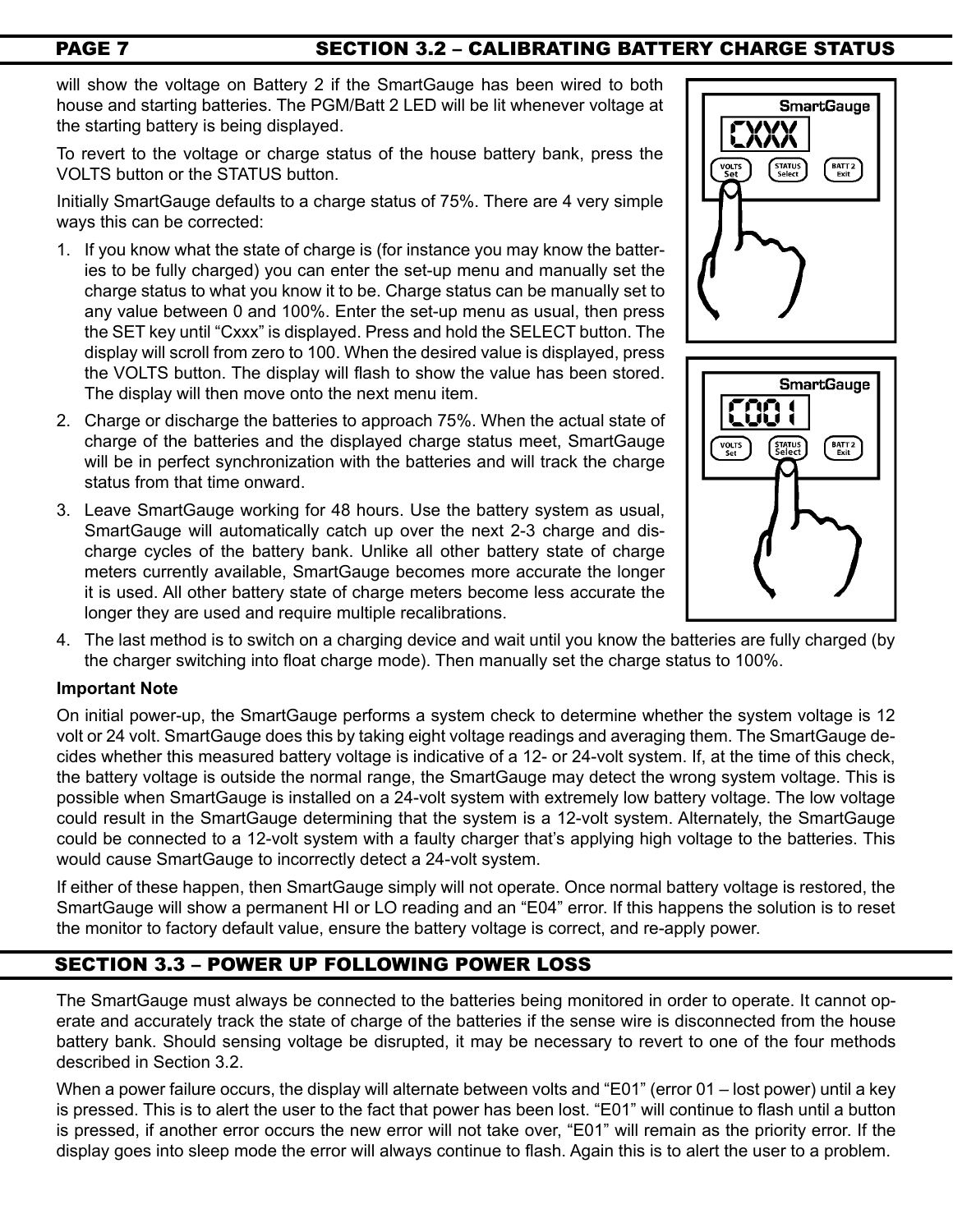## SECTION 3.2 – CALIBRATING BATTERY CHARGE STATUS

will show the voltage on Battery 2 if the SmartGauge has been wired to both house and starting batteries. The PGM/Batt 2 LED will be lit whenever voltage at the starting battery is being displayed.

To revert to the voltage or charge status of the house battery bank, press the VOLTS button or the STATUS button.

Initially SmartGauge defaults to a charge status of 75%. There are 4 very simple ways this can be corrected:

1. If you know what the state of charge is (for instance you may know the batteries to be fully charged) you can enter the set-up menu and manually set the charge status to what you know it to be. Charge status can be manually set to any value between 0 and 100%. Enter the set-up menu as usual, then press the SET key until "Cxxx" is displayed. Press and hold the SELECT button. The display will scroll from zero to 100. When the desired value is displayed, press the VOLTS button. The display will flash to show the value has been stored. The display will then move onto the next menu item.
2. Charge or discharge the batteries to approach 75%. When the actual state of charge of the batteries and the displayed charge status meet, SmartGauge will be in perfect synchronization with the batteries and will track the charge status from that time onward.
3. Leave SmartGauge working for 48 hours. Use the battery system as usual, SmartGauge will automatically catch up over the next 2-3 charge and discharge cycles of the battery bank. Unlike all other battery state of charge meters currently available, SmartGauge becomes more accurate the longer it is used. All other battery state of charge meters become less accurate the longer they are used and require multiple recalibrations.
4. The last method is to switch on a charging device and wait until you know the batteries are fully charged (by the charger switching into float charge mode). Then manually set the charge status to 100%.

**Important Note**

On initial power-up, the SmartGauge performs a system check to determine whether the system voltage is 12 volt or 24 volt. SmartGauge does this by taking eight voltage readings and averaging them. The SmartGauge decides whether this measured battery voltage is indicative of a 12- or 24-volt system. If, at the time of this check, the battery voltage is outside the normal range, the SmartGauge may detect the wrong system voltage. This is possible when SmartGauge is installed on a 24-volt system with extremely low battery voltage. The low voltage could result in the SmartGauge determining that the system is a 12-volt system. Alternately, the SmartGauge could be connected to a 12-volt system with a faulty charger that's applying high voltage to the batteries. This would cause SmartGauge to incorrectly detect a 24-volt system.

If either of these happen, then SmartGauge simply will not operate. Once normal battery voltage is restored, the SmartGauge will show a permanent HI or LO reading and an "E04" error. If this happens the solution is to reset the monitor to factory default value, ensure the battery voltage is correct, and re-apply power.

## SECTION 3.3 – POWER UP FOLLOWING POWER LOSS

The SmartGauge must always be connected to the batteries being monitored in order to operate. It cannot operate and accurately track the state of charge of the batteries if the sense wire is disconnected from the house battery bank. Should sensing voltage be disrupted, it may be necessary to revert to one of the four methods described in Section 3.2.

When a power failure occurs, the display will alternate between volts and "E01" (error 01 – lost power) until a key is pressed. This is to alert the user to the fact that power has been lost. "E01" will continue to flash until a button is pressed, if another error occurs the new error will not take over, "E01" will remain as the priority error. If the display goes into sleep mode the error will always continue to flash. Again this is to alert the user to a problem.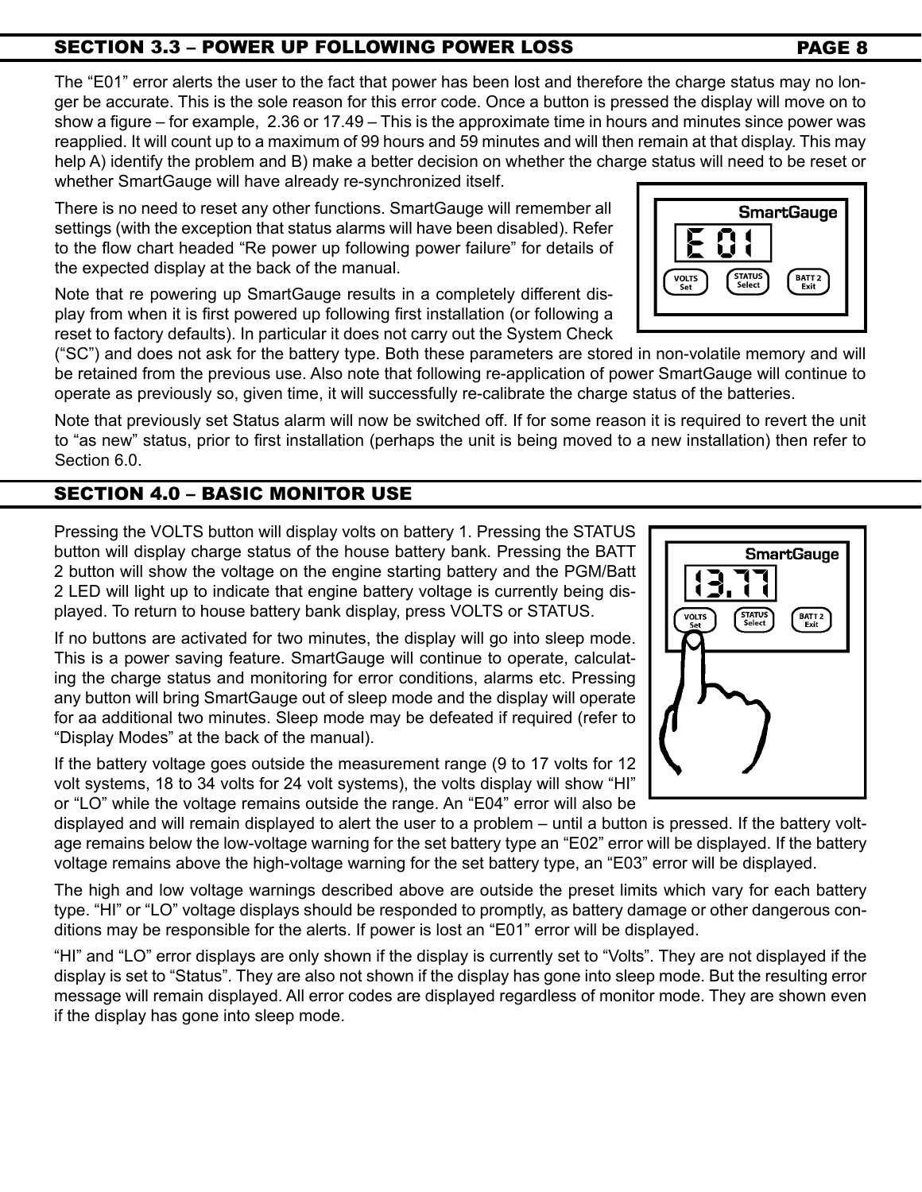## SECTION 3.3 – POWER UP FOLLOWING POWER LOSS

The "E01" error alerts the user to the fact that power has been lost and therefore the charge status may no longer be accurate. This is the sole reason for this error code. Once a button is pressed the display will move on to show a figure – for example, 2.36 or 17.49 – This is the approximate time in hours and minutes since power was reapplied. It will count up to a maximum of 99 hours and 59 minutes and will then remain at that display. This may help A) identify the problem and B) make a better decision on whether the charge status will need to be reset or whether SmartGauge will have already re-synchronized itself.

There is no need to reset any other functions. SmartGauge will remember all settings (with the exception that status alarms will have been disabled). Refer to the flow chart headed "Re power up following power failure" for details of the expected display at the back of the manual.

Note that re powering up SmartGauge results in a completely different display from when it is first powered up following first installation (or following a reset to factory defaults). In particular it does not carry out the System Check ("SC") and does not ask for the battery type. Both these parameters are stored in non-volatile memory and will be retained from the previous use. Also note that following re-application of power SmartGauge will continue to operate as previously so, given time, it will successfully re-calibrate the charge status of the batteries.

Note that previously set Status alarm will now be switched off. If for some reason it is required to revert the unit to "as new" status, prior to first installation (perhaps the unit is being moved to a new installation) then refer to Section 6.0.

## SECTION 4.0 – BASIC MONITOR USE

Pressing the VOLTS button will display volts on battery 1. Pressing the STATUS button will display charge status of the house battery bank. Pressing the BATT 2 button will show the voltage on the engine starting battery and the PGM/Batt 2 LED will light up to indicate that engine battery voltage is currently being displayed. To return to house battery bank display, press VOLTS or STATUS.

If no buttons are activated for two minutes, the display will go into sleep mode. This is a power saving feature. SmartGauge will continue to operate, calculating the charge status and monitoring for error conditions, alarms etc. Pressing any button will bring SmartGauge out of sleep mode and the display will operate for aa additional two minutes. Sleep mode may be defeated if required (refer to "Display Modes" at the back of the manual).

If the battery voltage goes outside the measurement range (9 to 17 volts for 12 volt systems, 18 to 34 volts for 24 volt systems), the volts display will show "HI" or "LO" while the voltage remains outside the range. An "E04" error will also be displayed and will remain displayed to alert the user to a problem – until a button is pressed. If the battery voltage remains below the low-voltage warning for the set battery type an "E02" error will be displayed. If the battery voltage remains above the high-voltage warning for the set battery type, an "E03" error will be displayed.

The high and low voltage warnings described above are outside the preset limits which vary for each battery type. "HI" or "LO" voltage displays should be responded to promptly, as battery damage or other dangerous conditions may be responsible for the alerts. If power is lost an "E01" error will be displayed.

"HI" and "LO" error displays are only shown if the display is currently set to "Volts". They are not displayed if the display is set to "Status". They are also not shown if the display has gone into sleep mode. But the resulting error message will remain displayed. All error codes are displayed regardless of monitor mode. They are shown even if the display has gone into sleep mode.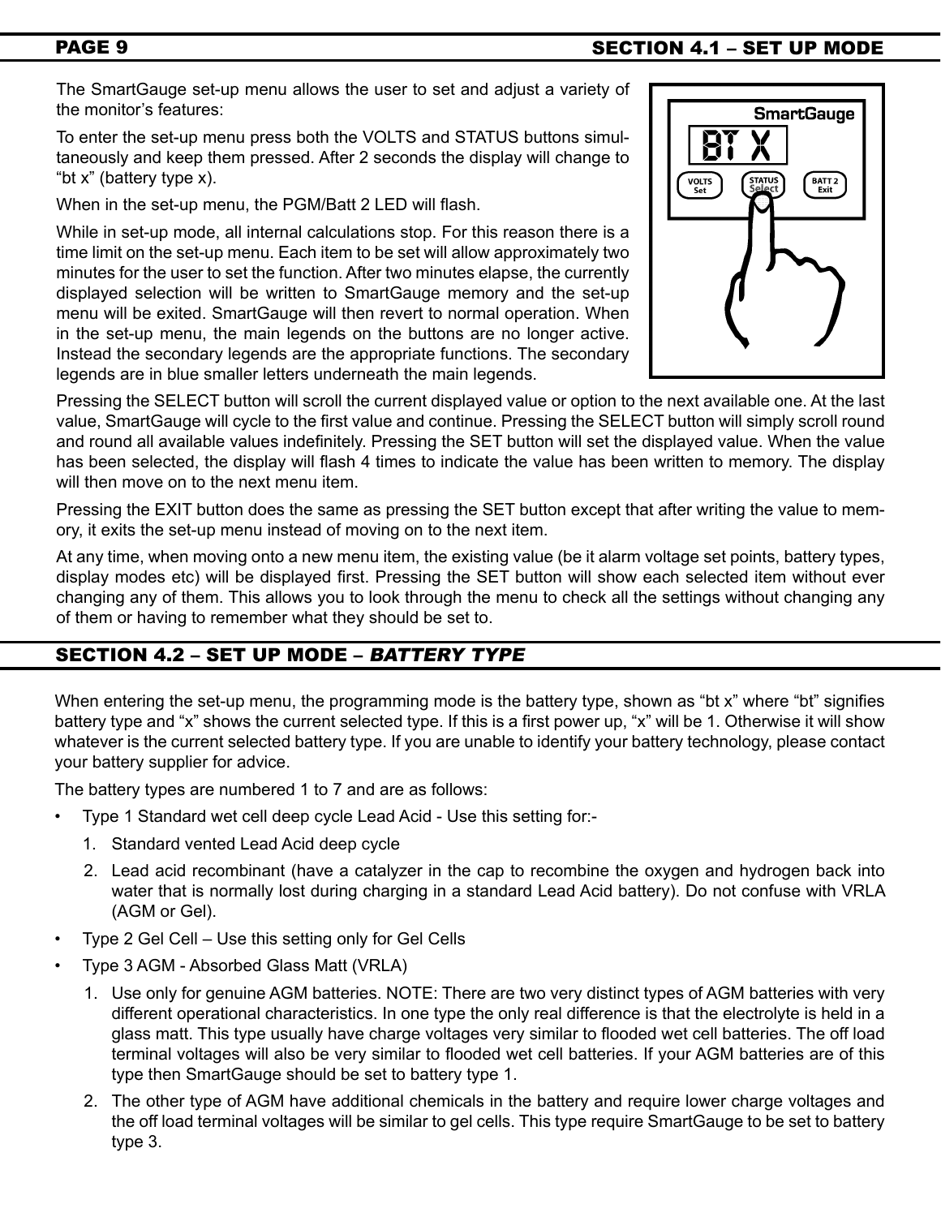## SECTION 4.1 – SET UP MODE

The SmartGauge set-up menu allows the user to set and adjust a variety of the monitor's features:

To enter the set-up menu press both the VOLTS and STATUS buttons simultaneously and keep them pressed. After 2 seconds the display will change to "bt x" (battery type x).

When in the set-up menu, the PGM/Batt 2 LED will flash.

While in set-up mode, all internal calculations stop. For this reason there is a time limit on the set-up menu. Each item to be set will allow approximately two minutes for the user to set the function. After two minutes elapse, the currently displayed selection will be written to SmartGauge memory and the set-up menu will be exited. SmartGauge will then revert to normal operation. When in the set-up menu, the main legends on the buttons are no longer active. Instead the secondary legends are the appropriate functions. The secondary legends are in blue smaller letters underneath the main legends.

Pressing the SELECT button will scroll the current displayed value or option to the next available one. At the last value, SmartGauge will cycle to the first value and continue. Pressing the SELECT button will simply scroll round and round all available values indefinitely. Pressing the SET button will set the displayed value. When the value has been selected, the display will flash 4 times to indicate the value has been written to memory. The display will then move on to the next menu item.

Pressing the EXIT button does the same as pressing the SET button except that after writing the value to memory, it exits the set-up menu instead of moving on to the next item.

At any time, when moving onto a new menu item, the existing value (be it alarm voltage set points, battery types, display modes etc) will be displayed first. Pressing the SET button will show each selected item without ever changing any of them. This allows you to look through the menu to check all the settings without changing any of them or having to remember what they should be set to.

## SECTION 4.2 – SET UP MODE – *BATTERY TYPE*

When entering the set-up menu, the programming mode is the battery type, shown as "bt x" where "bt" signifies battery type and "x" shows the current selected type. If this is a first power up, "x" will be 1. Otherwise it will show whatever is the current selected battery type. If you are unable to identify your battery technology, please contact your battery supplier for advice.

The battery types are numbered 1 to 7 and are as follows:

- Type 1 Standard wet cell deep cycle Lead Acid - Use this setting for:-
  1. Standard vented Lead Acid deep cycle
  2. Lead acid recombinant (have a catalyzer in the cap to recombine the oxygen and hydrogen back into water that is normally lost during charging in a standard Lead Acid battery). Do not confuse with VRLA (AGM or Gel).
- Type 2 Gel Cell – Use this setting only for Gel Cells
- Type 3 AGM - Absorbed Glass Matt (VRLA)
  1. Use only for genuine AGM batteries. NOTE: There are two very distinct types of AGM batteries with very different operational characteristics. In one type the only real difference is that the electrolyte is held in a glass matt. This type usually have charge voltages very similar to flooded wet cell batteries. The off load terminal voltages will also be very similar to flooded wet cell batteries. If your AGM batteries are of this type then SmartGauge should be set to battery type 1.
  2. The other type of AGM have additional chemicals in the battery and require lower charge voltages and the off load terminal voltages will be similar to gel cells. This type require SmartGauge to be set to battery type 3.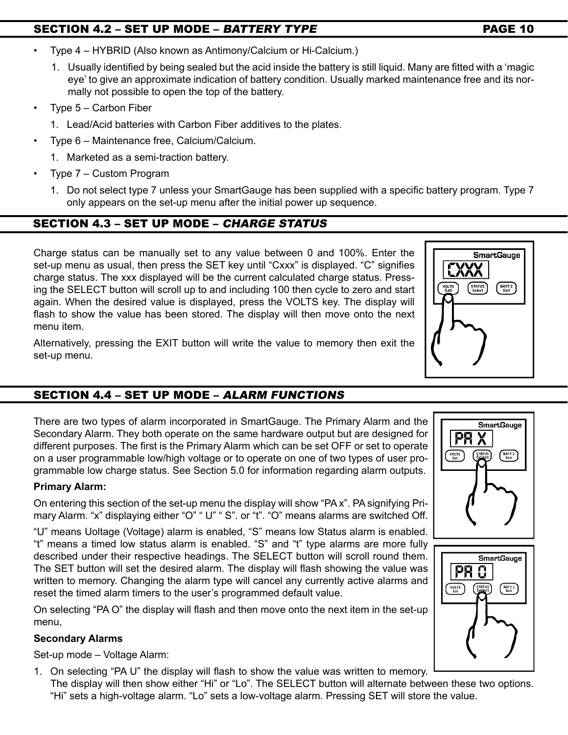## SECTION 4.2 – SET UP MODE – *BATTERY TYPE*

- Type 4 – HYBRID (Also known as Antimony/Calcium or Hi-Calcium.)
  1. Usually identified by being sealed but the acid inside the battery is still liquid. Many are fitted with a 'magic eye' to give an approximate indication of battery condition. Usually marked maintenance free and its normally not possible to open the top of the battery.
- Type 5 – Carbon Fiber
  1. Lead/Acid batteries with Carbon Fiber additives to the plates.
- Type 6 – Maintenance free, Calcium/Calcium.
  1. Marketed as a semi-traction battery.
- Type 7 – Custom Program
  1. Do not select type 7 unless your SmartGauge has been supplied with a specific battery program. Type 7 only appears on the set-up menu after the initial power up sequence.

## SECTION 4.3 – SET UP MODE – *CHARGE STATUS*

Charge status can be manually set to any value between 0 and 100%. Enter the set-up menu as usual, then press the SET key until "Cxxx" is displayed. "C" signifies charge status. The xxx displayed will be the current calculated charge status. Pressing the SELECT button will scroll up to and including 100 then cycle to zero and start again. When the desired value is displayed, press the VOLTS key. The display will flash to show the value has been stored. The display will then move onto the next menu item.

Alternatively, pressing the EXIT button will write the value to memory then exit the set-up menu.

## SECTION 4.4 – SET UP MODE – *ALARM FUNCTIONS*

There are two types of alarm incorporated in SmartGauge. The Primary Alarm and the Secondary Alarm. They both operate on the same hardware output but are designed for different purposes. The first is the Primary Alarm which can be set OFF or set to operate on a user programmable low/high voltage or to operate on one of two types of user programmable low charge status. See Section 5.0 for information regarding alarm outputs.

**Primary Alarm:**

On entering this section of the set-up menu the display will show "PA x". PA signifying Primary Alarm. "x" displaying either "O" " U" " S". or "t". "O" means alarms are switched Off.

"U" means Uoltage (Voltage) alarm is enabled, "S" means low Status alarm is enabled. "t" means a timed low status alarm is enabled. "S" and "t" type alarms are more fully described under their respective headings. The SELECT button will scroll round them. The SET button will set the desired alarm. The display will flash showing the value was written to memory. Changing the alarm type will cancel any currently active alarms and reset the timed alarm timers to the user's programmed default value.

On selecting "PA O" the display will flash and then move onto the next item in the set-up menu,

**Secondary Alarms**

Set-up mode – Voltage Alarm:

1. On selecting "PA U" the display will flash to show the value was written to memory. The display will then show either "Hi" or "Lo". The SELECT button will alternate between these two options. "Hi" sets a high-voltage alarm. "Lo" sets a low-voltage alarm. Pressing SET will store the value.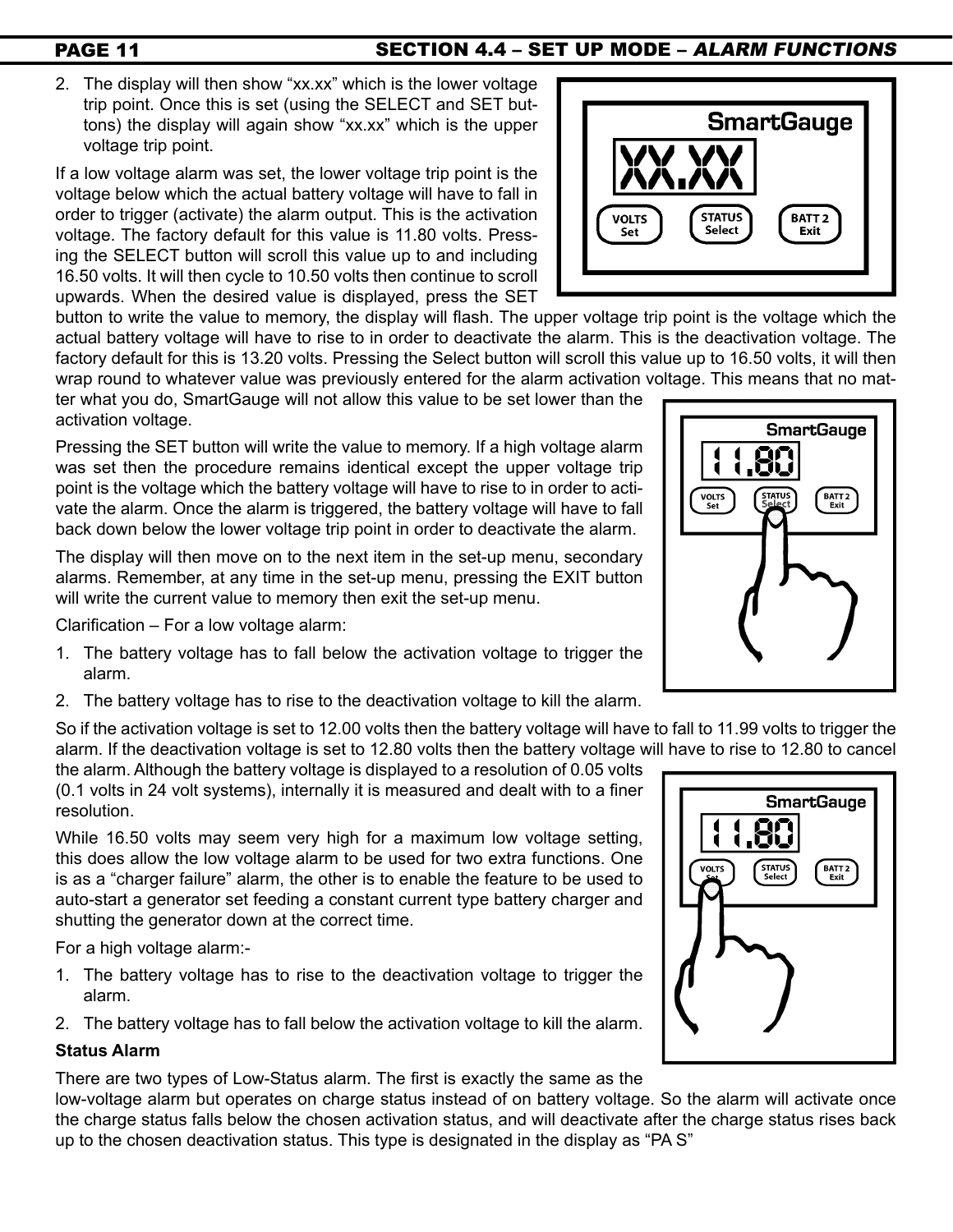## SECTION 4.4 – SET UP MODE – *ALARM FUNCTIONS*

2. The display will then show "xx.xx" which is the lower voltage trip point. Once this is set (using the SELECT and SET buttons) the display will again show "xx.xx" which is the upper voltage trip point.

If a low voltage alarm was set, the lower voltage trip point is the voltage below which the actual battery voltage will have to fall in order to trigger (activate) the alarm output. This is the activation voltage. The factory default for this value is 11.80 volts. Pressing the SELECT button will scroll this value up to and including 16.50 volts. It will then cycle to 10.50 volts then continue to scroll upwards. When the desired value is displayed, press the SET button to write the value to memory, the display will flash. The upper voltage trip point is the voltage which the actual battery voltage will have to rise to in order to deactivate the alarm. This is the deactivation voltage. The factory default for this is 13.20 volts. Pressing the Select button will scroll this value up to 16.50 volts, it will then wrap round to whatever value was previously entered for the alarm activation voltage. This means that no matter what you do, SmartGauge will not allow this value to be set lower than the activation voltage.

Pressing the SET button will write the value to memory. If a high voltage alarm was set then the procedure remains identical except the upper voltage trip point is the voltage which the battery voltage will have to rise to in order to activate the alarm. Once the alarm is triggered, the battery voltage will have to fall back down below the lower voltage trip point in order to deactivate the alarm.

The display will then move on to the next item in the set-up menu, secondary alarms. Remember, at any time in the set-up menu, pressing the EXIT button will write the current value to memory then exit the set-up menu.

Clarification – For a low voltage alarm:

1. The battery voltage has to fall below the activation voltage to trigger the alarm.
2. The battery voltage has to rise to the deactivation voltage to kill the alarm.

So if the activation voltage is set to 12.00 volts then the battery voltage will have to fall to 11.99 volts to trigger the alarm. If the deactivation voltage is set to 12.80 volts then the battery voltage will have to rise to 12.80 to cancel the alarm. Although the battery voltage is displayed to a resolution of 0.05 volts (0.1 volts in 24 volt systems), internally it is measured and dealt with to a finer resolution.

While 16.50 volts may seem very high for a maximum low voltage setting, this does allow the low voltage alarm to be used for two extra functions. One is as a "charger failure" alarm, the other is to enable the feature to be used to auto-start a generator set feeding a constant current type battery charger and shutting the generator down at the correct time.

For a high voltage alarm:-

1. The battery voltage has to rise to the deactivation voltage to trigger the alarm.
2. The battery voltage has to fall below the activation voltage to kill the alarm.

**Status Alarm**

There are two types of Low-Status alarm. The first is exactly the same as the low-voltage alarm but operates on charge status instead of on battery voltage. So the alarm will activate once the charge status falls below the chosen activation status, and will deactivate after the charge status rises back up to the chosen deactivation status. This type is designated in the display as "PA S"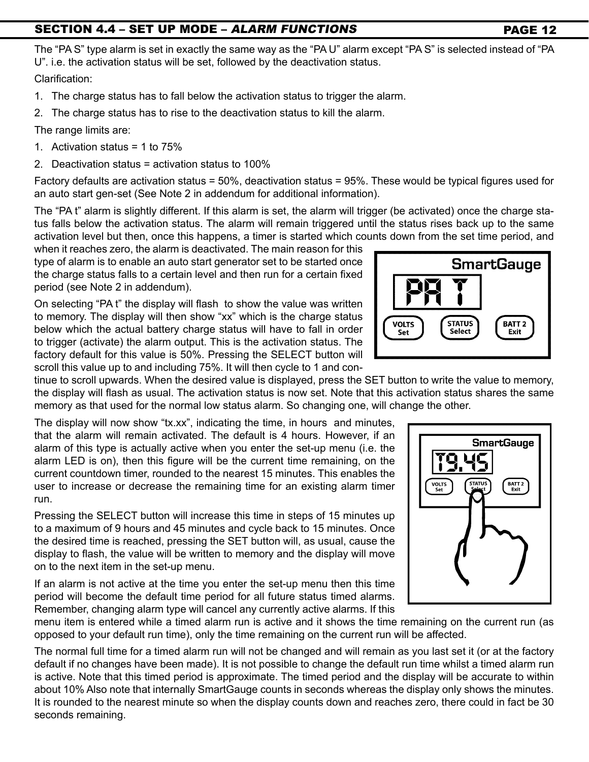## SECTION 4.4 – SET UP MODE – *ALARM FUNCTIONS*

The "PA S" type alarm is set in exactly the same way as the "PA U" alarm except "PA S" is selected instead of "PA U". i.e. the activation status will be set, followed by the deactivation status.

Clarification:

1. The charge status has to fall below the activation status to trigger the alarm.
2. The charge status has to rise to the deactivation status to kill the alarm.

The range limits are:

1. Activation status = 1 to 75%
2. Deactivation status = activation status to 100%

Factory defaults are activation status = 50%, deactivation status = 95%. These would be typical figures used for an auto start gen-set (See Note 2 in addendum for additional information).

The "PA t" alarm is slightly different. If this alarm is set, the alarm will trigger (be activated) once the charge status falls below the activation status. The alarm will remain triggered until the status rises back up to the same activation level but then, once this happens, a timer is started which counts down from the set time period, and when it reaches zero, the alarm is deactivated. The main reason for this type of alarm is to enable an auto start generator set to be started once the charge status falls to a certain level and then run for a certain fixed period (see Note 2 in addendum).

On selecting "PA t" the display will flash to show the value was written to memory. The display will then show "xx" which is the charge status below which the actual battery charge status will have to fall in order to trigger (activate) the alarm output. This is the activation status. The factory default for this value is 50%. Pressing the SELECT button will scroll this value up to and including 75%. It will then cycle to 1 and continue to scroll upwards. When the desired value is displayed, press the SET button to write the value to memory, the display will flash as usual. The activation status is now set. Note that this activation status shares the same memory as that used for the normal low status alarm. So changing one, will change the other.

The display will now show "tx.xx", indicating the time, in hours and minutes, that the alarm will remain activated. The default is 4 hours. However, if an alarm of this type is actually active when you enter the set-up menu (i.e. the alarm LED is on), then this figure will be the current time remaining, on the current countdown timer, rounded to the nearest 15 minutes. This enables the user to increase or decrease the remaining time for an existing alarm timer run.

Pressing the SELECT button will increase this time in steps of 15 minutes up to a maximum of 9 hours and 45 minutes and cycle back to 15 minutes. Once the desired time is reached, pressing the SET button will, as usual, cause the display to flash, the value will be written to memory and the display will move on to the next item in the set-up menu.

If an alarm is not active at the time you enter the set-up menu then this time period will become the default time period for all future status timed alarms. Remember, changing alarm type will cancel any currently active alarms. If this menu item is entered while a timed alarm run is active and it shows the time remaining on the current run (as opposed to your default run time), only the time remaining on the current run will be affected.

The normal full time for a timed alarm run will not be changed and will remain as you last set it (or at the factory default if no changes have been made). It is not possible to change the default run time whilst a timed alarm run is active. Note that this timed period is approximate. The timed period and the display will be accurate to within about 10% Also note that internally SmartGauge counts in seconds whereas the display only shows the minutes. It is rounded to the nearest minute so when the display counts down and reaches zero, there could in fact be 30 seconds remaining.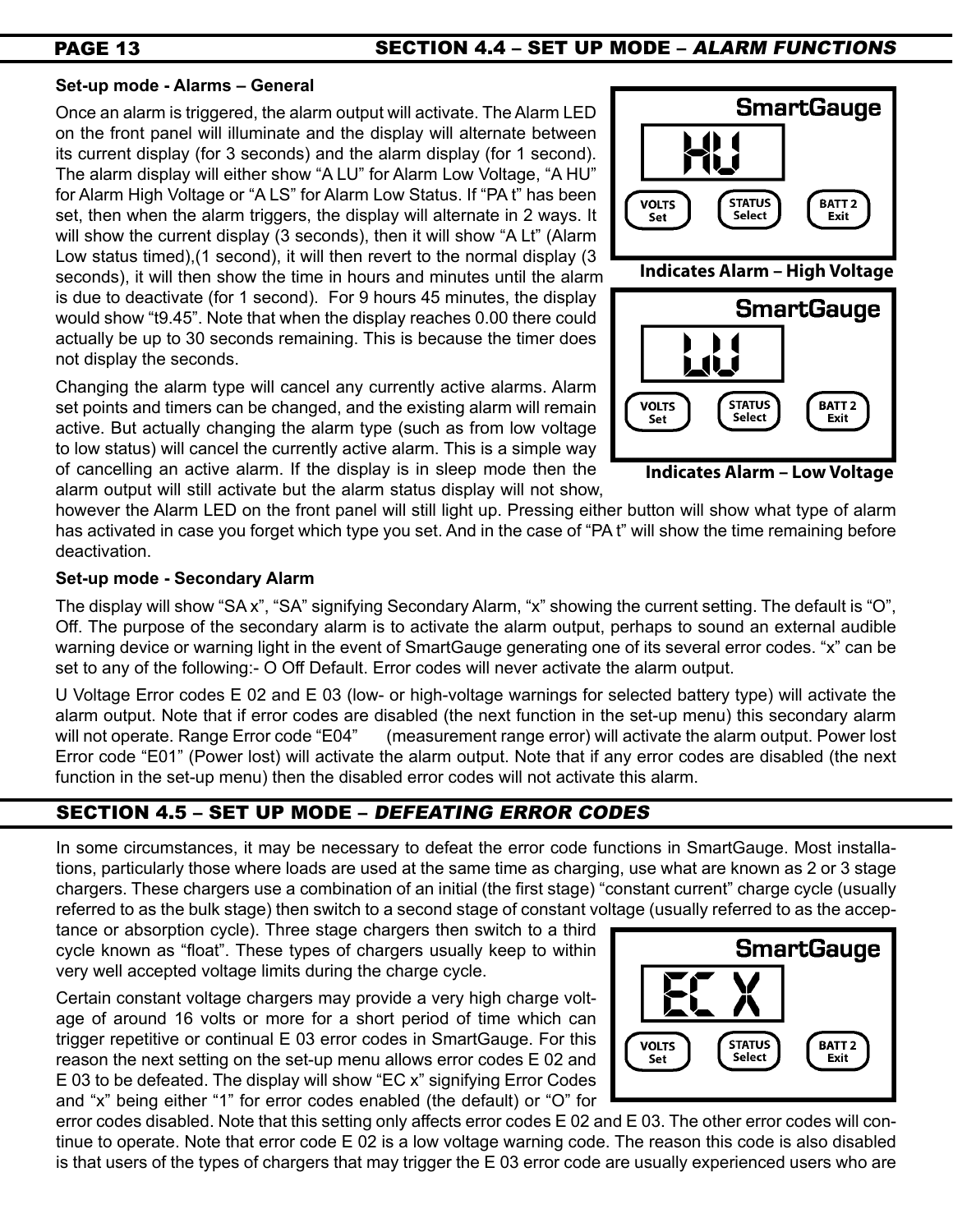## SECTION 4.4 – SET UP MODE – *ALARM FUNCTIONS*

**Set-up mode - Alarms – General**

Once an alarm is triggered, the alarm output will activate. The Alarm LED on the front panel will illuminate and the display will alternate between its current display (for 3 seconds) and the alarm display (for 1 second). The alarm display will either show "A LU" for Alarm Low Voltage, "A HU" for Alarm High Voltage or "A LS" for Alarm Low Status. If "PA t" has been set, then when the alarm triggers, the display will alternate in 2 ways. It will show the current display (3 seconds), then it will show "A Lt" (Alarm Low status timed),(1 second), it will then revert to the normal display (3 seconds), it will then show the time in hours and minutes until the alarm is due to deactivate (for 1 second). For 9 hours 45 minutes, the display would show "t9.45". Note that when the display reaches 0.00 there could actually be up to 30 seconds remaining. This is because the timer does not display the seconds.

Indicates Alarm – High Voltage

Indicates Alarm – Low Voltage

Changing the alarm type will cancel any currently active alarms. Alarm set points and timers can be changed, and the existing alarm will remain active. But actually changing the alarm type (such as from low voltage to low status) will cancel the currently active alarm. This is a simple way of cancelling an active alarm. If the display is in sleep mode then the alarm output will still activate but the alarm status display will not show, however the Alarm LED on the front panel will still light up. Pressing either button will show what type of alarm has activated in case you forget which type you set. And in the case of "PA t" will show the time remaining before deactivation.

**Set-up mode - Secondary Alarm**

The display will show "SA x", "SA" signifying Secondary Alarm, "x" showing the current setting. The default is "O", Off. The purpose of the secondary alarm is to activate the alarm output, perhaps to sound an external audible warning device or warning light in the event of SmartGauge generating one of its several error codes. "x" can be set to any of the following:- O Off Default. Error codes will never activate the alarm output.

U Voltage Error codes E 02 and E 03 (low- or high-voltage warnings for selected battery type) will activate the alarm output. Note that if error codes are disabled (the next function in the set-up menu) this secondary alarm will not operate. Range Error code "E04" (measurement range error) will activate the alarm output. Power lost Error code "E01" (Power lost) will activate the alarm output. Note that if any error codes are disabled (the next function in the set-up menu) then the disabled error codes will not activate this alarm.

## SECTION 4.5 – SET UP MODE – *DEFEATING ERROR CODES*

In some circumstances, it may be necessary to defeat the error code functions in SmartGauge. Most installations, particularly those where loads are used at the same time as charging, use what are known as 2 or 3 stage chargers. These chargers use a combination of an initial (the first stage) "constant current" charge cycle (usually referred to as the bulk stage) then switch to a second stage of constant voltage (usually referred to as the acceptance or absorption cycle). Three stage chargers then switch to a third cycle known as "float". These types of chargers usually keep to within very well accepted voltage limits during the charge cycle.

Certain constant voltage chargers may provide a very high charge voltage of around 16 volts or more for a short period of time which can trigger repetitive or continual E 03 error codes in SmartGauge. For this reason the next setting on the set-up menu allows error codes E 02 and E 03 to be defeated. The display will show "EC x" signifying Error Codes and "x" being either "1" for error codes enabled (the default) or "O" for error codes disabled. Note that this setting only affects error codes E 02 and E 03. The other error codes will continue to operate. Note that error code E 02 is a low voltage warning code. The reason this code is also disabled is that users of the types of chargers that may trigger the E 03 error code are usually experienced users who are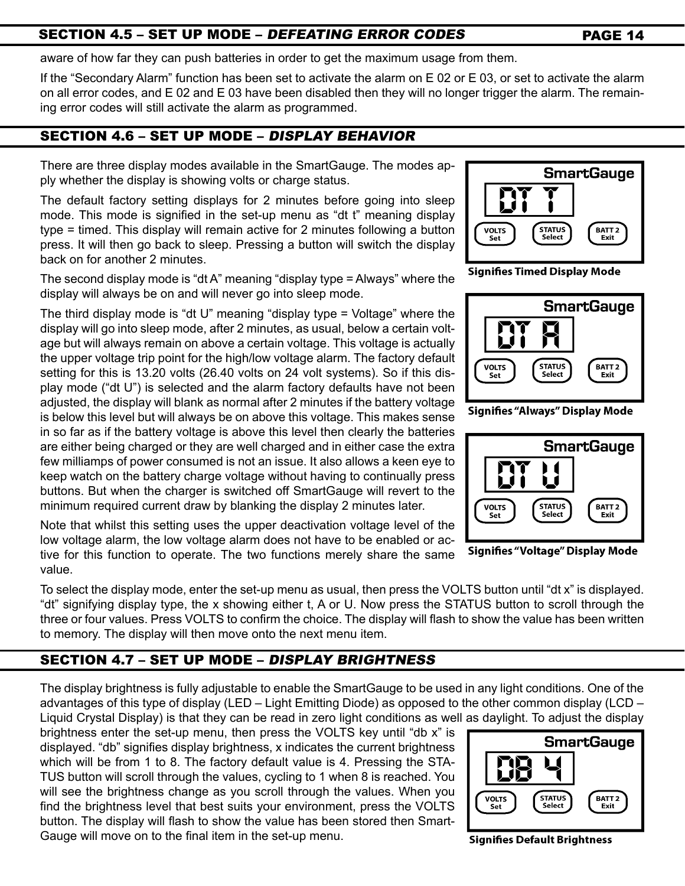## SECTION 4.5 – SET UP MODE – *DEFEATING ERROR CODES*

aware of how far they can push batteries in order to get the maximum usage from them.

If the "Secondary Alarm" function has been set to activate the alarm on E 02 or E 03, or set to activate the alarm on all error codes, and E 02 and E 03 have been disabled then they will no longer trigger the alarm. The remaining error codes will still activate the alarm as programmed.

## SECTION 4.6 – SET UP MODE – *DISPLAY BEHAVIOR*

There are three display modes available in the SmartGauge. The modes apply whether the display is showing volts or charge status.

The default factory setting displays for 2 minutes before going into sleep mode. This mode is signified in the set-up menu as "dt t" meaning display type = timed. This display will remain active for 2 minutes following a button press. It will then go back to sleep. Pressing a button will switch the display back on for another 2 minutes.

Signifies Timed Display Mode

The second display mode is "dt A" meaning "display type = Always" where the display will always be on and will never go into sleep mode.

Signifies "Always" Display Mode

The third display mode is "dt U" meaning "display type = Voltage" where the display will go into sleep mode, after 2 minutes, as usual, below a certain voltage but will always remain on above a certain voltage. This voltage is actually the upper voltage trip point for the high/low voltage alarm. The factory default setting for this is 13.20 volts (26.40 volts on 24 volt systems). So if this display mode ("dt U") is selected and the alarm factory defaults have not been adjusted, the display will blank as normal after 2 minutes if the battery voltage is below this level but will always be on above this voltage. This makes sense in so far as if the battery voltage is above this level then clearly the batteries are either being charged or they are well charged and in either case the extra few milliamps of power consumed is not an issue. It also allows a keen eye to keep watch on the battery charge voltage without having to continually press buttons. But when the charger is switched off SmartGauge will revert to the minimum required current draw by blanking the display 2 minutes later.

Signifies "Voltage" Display Mode

Note that whilst this setting uses the upper deactivation voltage level of the low voltage alarm, the low voltage alarm does not have to be enabled or active for this function to operate. The two functions merely share the same value.

To select the display mode, enter the set-up menu as usual, then press the VOLTS button until "dt x" is displayed. "dt" signifying display type, the x showing either t, A or U. Now press the STATUS button to scroll through the three or four values. Press VOLTS to confirm the choice. The display will flash to show the value has been written to memory. The display will then move onto the next menu item.

## SECTION 4.7 – SET UP MODE – *DISPLAY BRIGHTNESS*

The display brightness is fully adjustable to enable the SmartGauge to be used in any light conditions. One of the advantages of this type of display (LED – Light Emitting Diode) as opposed to the other common display (LCD – Liquid Crystal Display) is that they can be read in zero light conditions as well as daylight. To adjust the display brightness enter the set-up menu, then press the VOLTS key until "db x" is displayed. "db" signifies display brightness, x indicates the current brightness which will be from 1 to 8. The factory default value is 4. Pressing the STATUS button will scroll through the values, cycling to 1 when 8 is reached. You will see the brightness change as you scroll through the values. When you find the brightness level that best suits your environment, press the VOLTS button. The display will flash to show the value has been stored then SmartGauge will move on to the final item in the set-up menu.

Signifies Default Brightness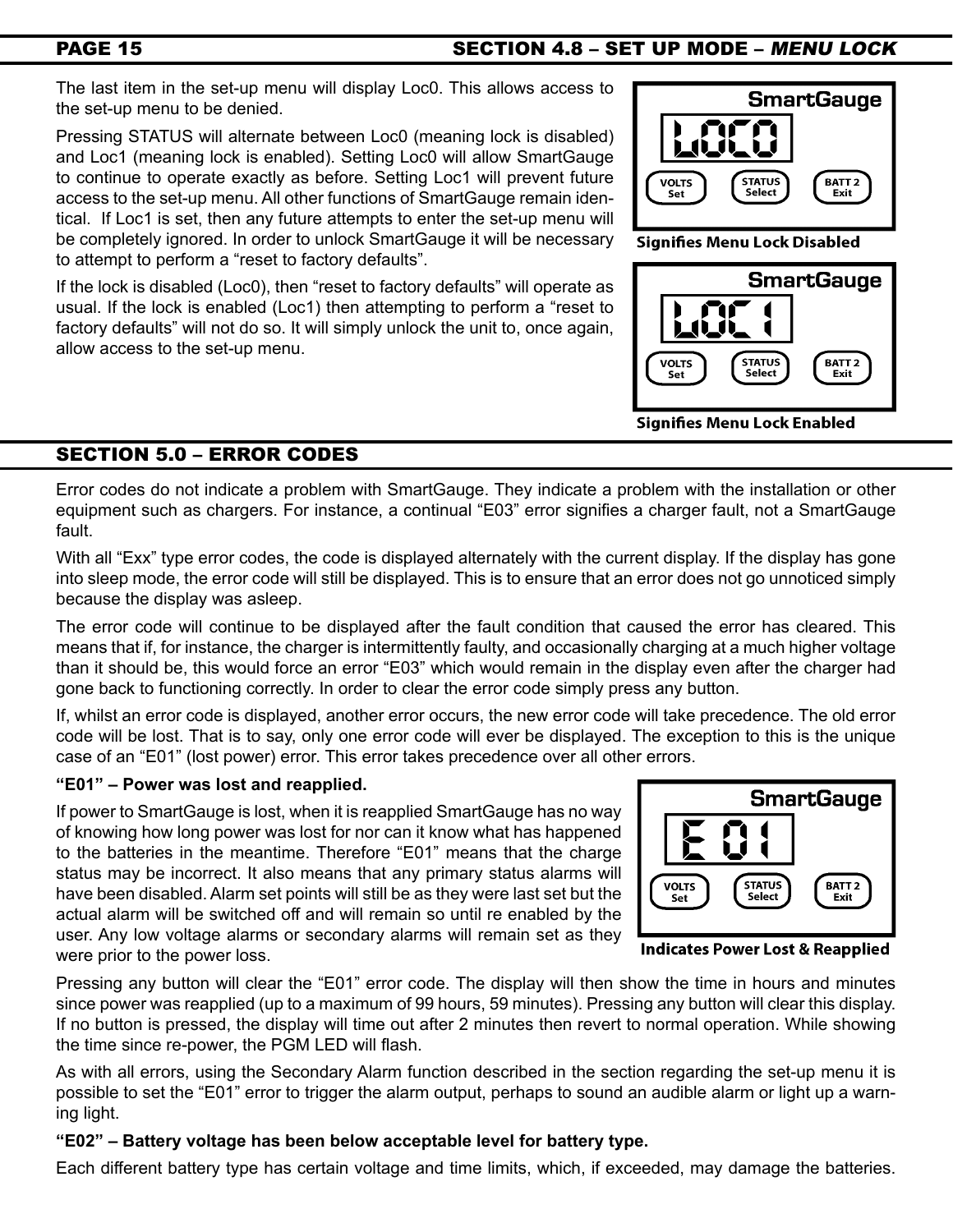## SECTION 4.8 – SET UP MODE – *MENU LOCK*

The last item in the set-up menu will display Loc0. This allows access to the set-up menu to be denied.

Pressing STATUS will alternate between Loc0 (meaning lock is disabled) and Loc1 (meaning lock is enabled). Setting Loc0 will allow SmartGauge to continue to operate exactly as before. Setting Loc1 will prevent future access to the set-up menu. All other functions of SmartGauge remain identical. If Loc1 is set, then any future attempts to enter the set-up menu will be completely ignored. In order to unlock SmartGauge it will be necessary to attempt to perform a "reset to factory defaults".

If the lock is disabled (Loc0), then "reset to factory defaults" will operate as usual. If the lock is enabled (Loc1) then attempting to perform a "reset to factory defaults" will not do so. It will simply unlock the unit to, once again, allow access to the set-up menu.

**Signifies Menu Lock Disabled**

**Signifies Menu Lock Enabled**

## SECTION 5.0 – ERROR CODES

Error codes do not indicate a problem with SmartGauge. They indicate a problem with the installation or other equipment such as chargers. For instance, a continual "E03" error signifies a charger fault, not a SmartGauge fault.

With all "Exx" type error codes, the code is displayed alternately with the current display. If the display has gone into sleep mode, the error code will still be displayed. This is to ensure that an error does not go unnoticed simply because the display was asleep.

The error code will continue to be displayed after the fault condition that caused the error has cleared. This means that if, for instance, the charger is intermittently faulty, and occasionally charging at a much higher voltage than it should be, this would force an error "E03" which would remain in the display even after the charger had gone back to functioning correctly. In order to clear the error code simply press any button.

If, whilst an error code is displayed, another error occurs, the new error code will take precedence. The old error code will be lost. That is to say, only one error code will ever be displayed. The exception to this is the unique case of an "E01" (lost power) error. This error takes precedence over all other errors.

**"E01" – Power was lost and reapplied.**

If power to SmartGauge is lost, when it is reapplied SmartGauge has no way of knowing how long power was lost for nor can it know what has happened to the batteries in the meantime. Therefore "E01" means that the charge status may be incorrect. It also means that any primary status alarms will have been disabled. Alarm set points will still be as they were last set but the actual alarm will be switched off and will remain so until re enabled by the user. Any low voltage alarms or secondary alarms will remain set as they were prior to the power loss.

**Indicates Power Lost & Reapplied**

Pressing any button will clear the "E01" error code. The display will then show the time in hours and minutes since power was reapplied (up to a maximum of 99 hours, 59 minutes). Pressing any button will clear this display. If no button is pressed, the display will time out after 2 minutes then revert to normal operation. While showing the time since re-power, the PGM LED will flash.

As with all errors, using the Secondary Alarm function described in the section regarding the set-up menu it is possible to set the "E01" error to trigger the alarm output, perhaps to sound an audible alarm or light up a warning light.

**"E02" – Battery voltage has been below acceptable level for battery type.**

Each different battery type has certain voltage and time limits, which, if exceeded, may damage the batteries.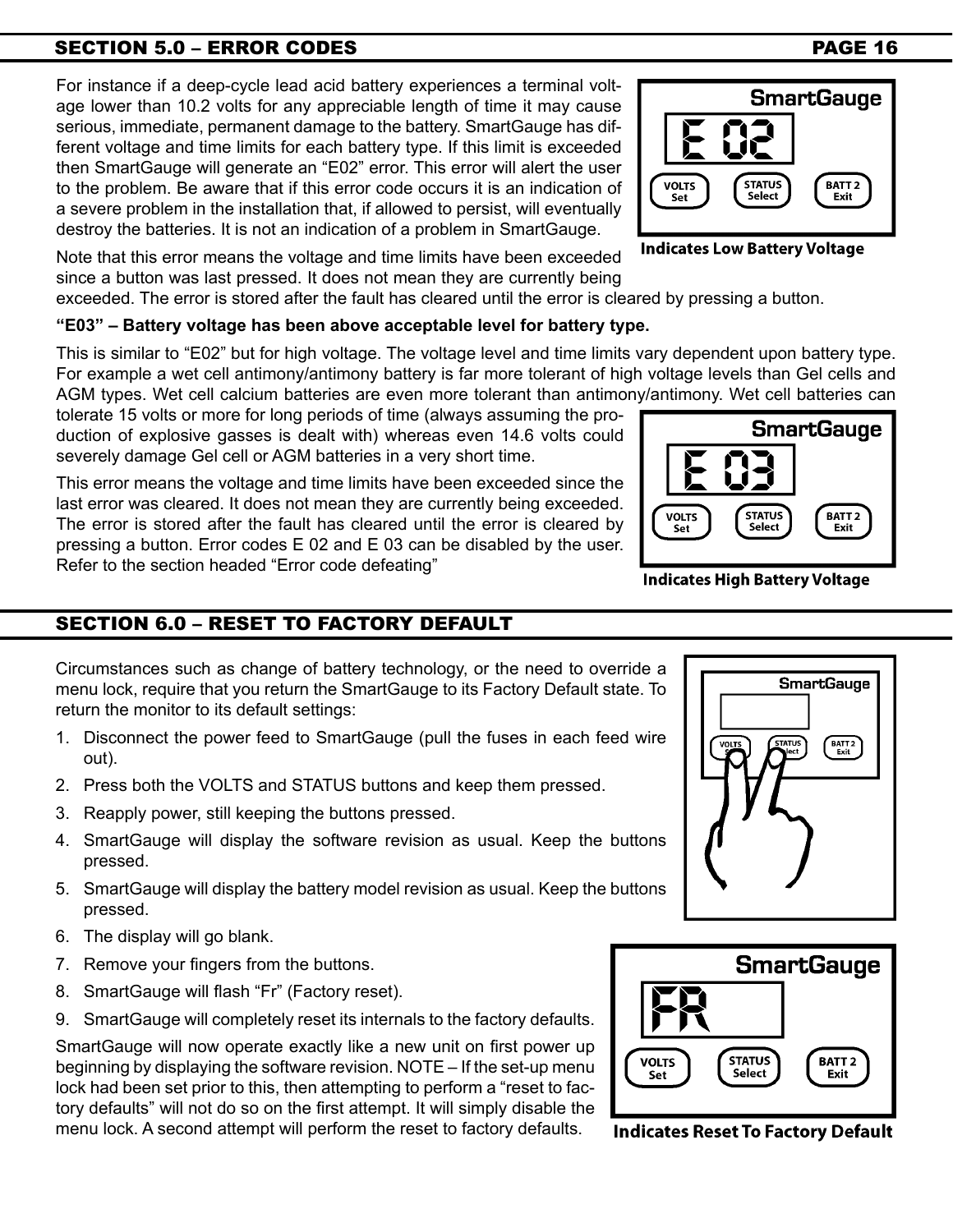## SECTION 5.0 – ERROR CODES

For instance if a deep-cycle lead acid battery experiences a terminal voltage lower than 10.2 volts for any appreciable length of time it may cause serious, immediate, permanent damage to the battery. SmartGauge has different voltage and time limits for each battery type. If this limit is exceeded then SmartGauge will generate an "E02" error. This error will alert the user to the problem. Be aware that if this error code occurs it is an indication of a severe problem in the installation that, if allowed to persist, will eventually destroy the batteries. It is not an indication of a problem in SmartGauge.

Indicates Low Battery Voltage

Note that this error means the voltage and time limits have been exceeded since a button was last pressed. It does not mean they are currently being exceeded. The error is stored after the fault has cleared until the error is cleared by pressing a button.

**"E03" – Battery voltage has been above acceptable level for battery type.**

This is similar to "E02" but for high voltage. The voltage level and time limits vary dependent upon battery type. For example a wet cell antimony/antimony battery is far more tolerant of high voltage levels than Gel cells and AGM types. Wet cell calcium batteries are even more tolerant than antimony/antimony. Wet cell batteries can tolerate 15 volts or more for long periods of time (always assuming the production of explosive gasses is dealt with) whereas even 14.6 volts could severely damage Gel cell or AGM batteries in a very short time.

This error means the voltage and time limits have been exceeded since the last error was cleared. It does not mean they are currently being exceeded. The error is stored after the fault has cleared until the error is cleared by pressing a button. Error codes E 02 and E 03 can be disabled by the user. Refer to the section headed "Error code defeating"

Indicates High Battery Voltage

## SECTION 6.0 – RESET TO FACTORY DEFAULT

Circumstances such as change of battery technology, or the need to override a menu lock, require that you return the SmartGauge to its Factory Default state. To return the monitor to its default settings:

1. Disconnect the power feed to SmartGauge (pull the fuses in each feed wire out).
2. Press both the VOLTS and STATUS buttons and keep them pressed.
3. Reapply power, still keeping the buttons pressed.
4. SmartGauge will display the software revision as usual. Keep the buttons pressed.
5. SmartGauge will display the battery model revision as usual. Keep the buttons pressed.
6. The display will go blank.
7. Remove your fingers from the buttons.
8. SmartGauge will flash "Fr" (Factory reset).
9. SmartGauge will completely reset its internals to the factory defaults.

SmartGauge will now operate exactly like a new unit on first power up beginning by displaying the software revision. NOTE – If the set-up menu lock had been set prior to this, then attempting to perform a "reset to factory defaults" will not do so on the first attempt. It will simply disable the menu lock. A second attempt will perform the reset to factory defaults.

Indicates Reset To Factory Default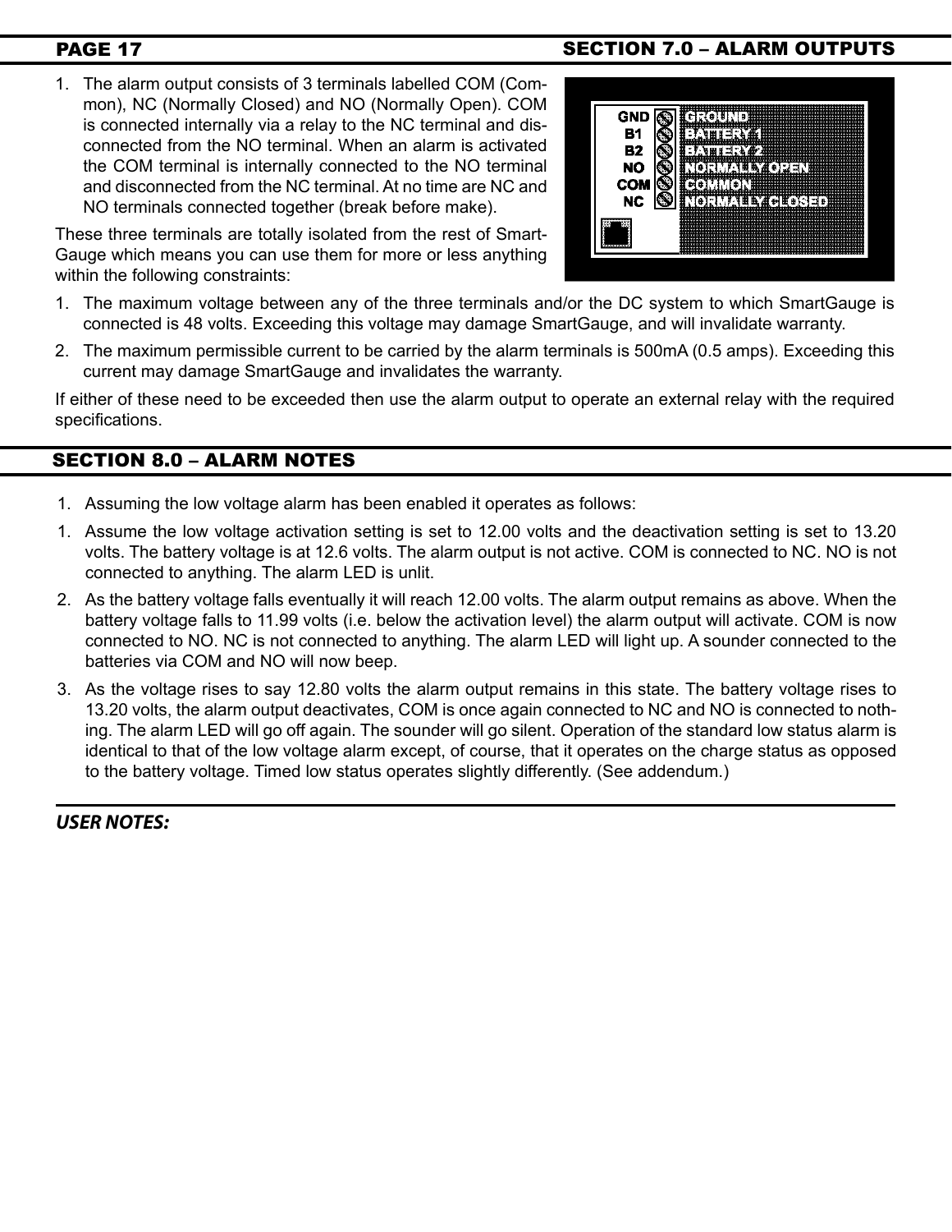## SECTION 7.0 – ALARM OUTPUTS

1. The alarm output consists of 3 terminals labelled COM (Common), NC (Normally Closed) and NO (Normally Open). COM is connected internally via a relay to the NC terminal and disconnected from the NO terminal. When an alarm is activated the COM terminal is internally connected to the NO terminal and disconnected from the NC terminal. At no time are NC and NO terminals connected together (break before make).

| GND | GROUND |
|---|---|
| B1 | BATTERY 1 |
| B2 | BATTERY 2 |
| NO | NORMALLY OPEN |
| COM | COMMON |
| NC | NORMALLY CLOSED |

These three terminals are totally isolated from the rest of SmartGauge which means you can use them for more or less anything within the following constraints:

1. The maximum voltage between any of the three terminals and/or the DC system to which SmartGauge is connected is 48 volts. Exceeding this voltage may damage SmartGauge, and will invalidate warranty.
2. The maximum permissible current to be carried by the alarm terminals is 500mA (0.5 amps). Exceeding this current may damage SmartGauge and invalidates the warranty.

If either of these need to be exceeded then use the alarm output to operate an external relay with the required specifications.

## SECTION 8.0 – ALARM NOTES

1. Assuming the low voltage alarm has been enabled it operates as follows:

1. Assume the low voltage activation setting is set to 12.00 volts and the deactivation setting is set to 13.20 volts. The battery voltage is at 12.6 volts. The alarm output is not active. COM is connected to NC. NO is not connected to anything. The alarm LED is unlit.
2. As the battery voltage falls eventually it will reach 12.00 volts. The alarm output remains as above. When the battery voltage falls to 11.99 volts (i.e. below the activation level) the alarm output will activate. COM is now connected to NO. NC is not connected to anything. The alarm LED will light up. A sounder connected to the batteries via COM and NO will now beep.
3. As the voltage rises to say 12.80 volts the alarm output remains in this state. The battery voltage rises to 13.20 volts, the alarm output deactivates, COM is once again connected to NC and NO is connected to nothing. The alarm LED will go off again. The sounder will go silent. Operation of the standard low status alarm is identical to that of the low voltage alarm except, of course, that it operates on the charge status as opposed to the battery voltage. Timed low status operates slightly differently. (See addendum.)

***USER NOTES:***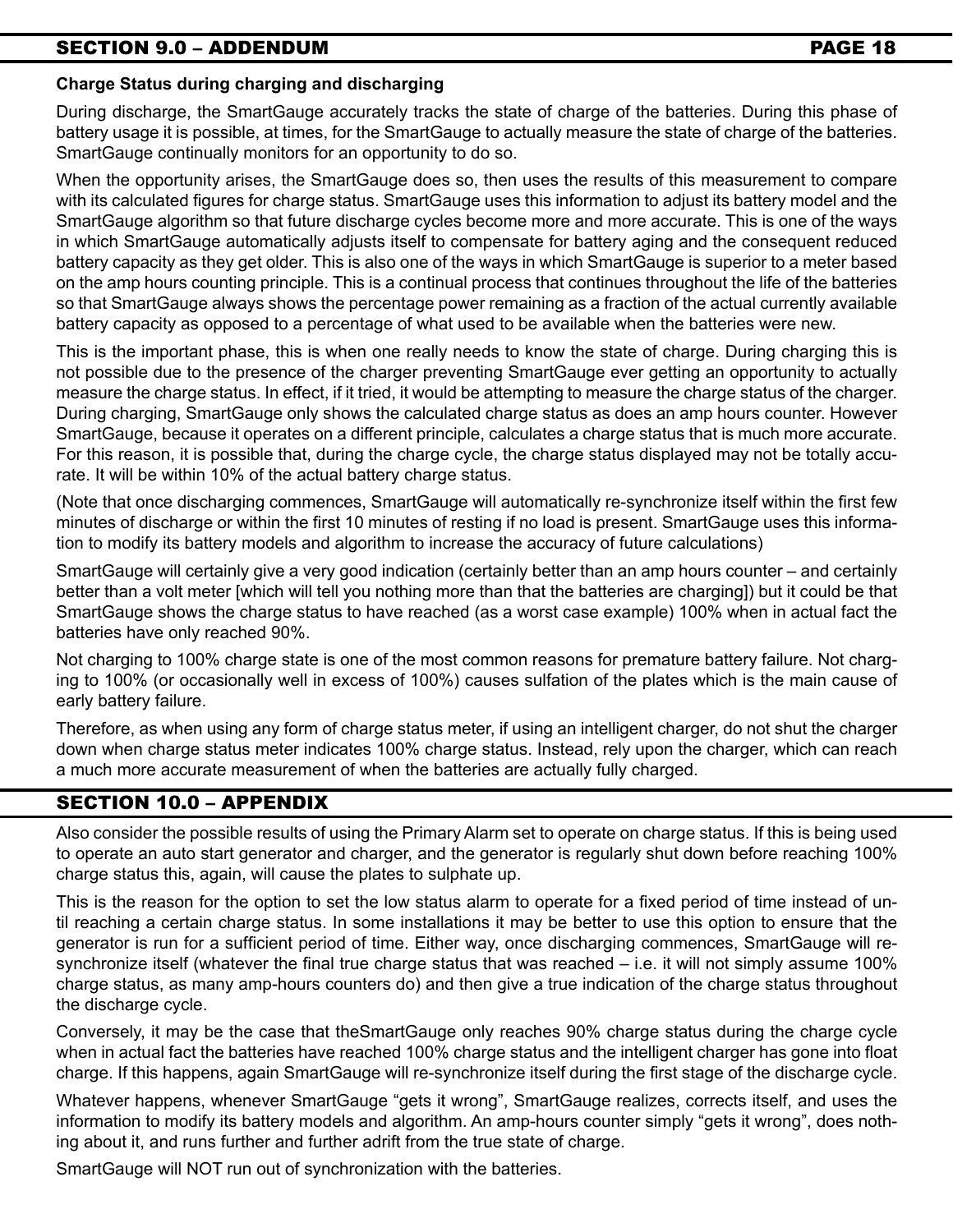## SECTION 9.0 – ADDENDUM

**Charge Status during charging and discharging**

During discharge, the SmartGauge accurately tracks the state of charge of the batteries. During this phase of battery usage it is possible, at times, for the SmartGauge to actually measure the state of charge of the batteries. SmartGauge continually monitors for an opportunity to do so.

When the opportunity arises, the SmartGauge does so, then uses the results of this measurement to compare with its calculated figures for charge status. SmartGauge uses this information to adjust its battery model and the SmartGauge algorithm so that future discharge cycles become more and more accurate. This is one of the ways in which SmartGauge automatically adjusts itself to compensate for battery aging and the consequent reduced battery capacity as they get older. This is also one of the ways in which SmartGauge is superior to a meter based on the amp hours counting principle. This is a continual process that continues throughout the life of the batteries so that SmartGauge always shows the percentage power remaining as a fraction of the actual currently available battery capacity as opposed to a percentage of what used to be available when the batteries were new.

This is the important phase, this is when one really needs to know the state of charge. During charging this is not possible due to the presence of the charger preventing SmartGauge ever getting an opportunity to actually measure the charge status. In effect, if it tried, it would be attempting to measure the charge status of the charger. During charging, SmartGauge only shows the calculated charge status as does an amp hours counter. However SmartGauge, because it operates on a different principle, calculates a charge status that is much more accurate. For this reason, it is possible that, during the charge cycle, the charge status displayed may not be totally accurate. It will be within 10% of the actual battery charge status.

(Note that once discharging commences, SmartGauge will automatically re-synchronize itself within the first few minutes of discharge or within the first 10 minutes of resting if no load is present. SmartGauge uses this information to modify its battery models and algorithm to increase the accuracy of future calculations)

SmartGauge will certainly give a very good indication (certainly better than an amp hours counter – and certainly better than a volt meter [which will tell you nothing more than that the batteries are charging]) but it could be that SmartGauge shows the charge status to have reached (as a worst case example) 100% when in actual fact the batteries have only reached 90%.

Not charging to 100% charge state is one of the most common reasons for premature battery failure. Not charging to 100% (or occasionally well in excess of 100%) causes sulfation of the plates which is the main cause of early battery failure.

Therefore, as when using any form of charge status meter, if using an intelligent charger, do not shut the charger down when charge status meter indicates 100% charge status. Instead, rely upon the charger, which can reach a much more accurate measurement of when the batteries are actually fully charged.

## SECTION 10.0 – APPENDIX

Also consider the possible results of using the Primary Alarm set to operate on charge status. If this is being used to operate an auto start generator and charger, and the generator is regularly shut down before reaching 100% charge status this, again, will cause the plates to sulphate up.

This is the reason for the option to set the low status alarm to operate for a fixed period of time instead of until reaching a certain charge status. In some installations it may be better to use this option to ensure that the generator is run for a sufficient period of time. Either way, once discharging commences, SmartGauge will re-synchronize itself (whatever the final true charge status that was reached – i.e. it will not simply assume 100% charge status, as many amp-hours counters do) and then give a true indication of the charge status throughout the discharge cycle.

Conversely, it may be the case that theSmartGauge only reaches 90% charge status during the charge cycle when in actual fact the batteries have reached 100% charge status and the intelligent charger has gone into float charge. If this happens, again SmartGauge will re-synchronize itself during the first stage of the discharge cycle.

Whatever happens, whenever SmartGauge "gets it wrong", SmartGauge realizes, corrects itself, and uses the information to modify its battery models and algorithm. An amp-hours counter simply "gets it wrong", does nothing about it, and runs further and further adrift from the true state of charge.

SmartGauge will NOT run out of synchronization with the batteries.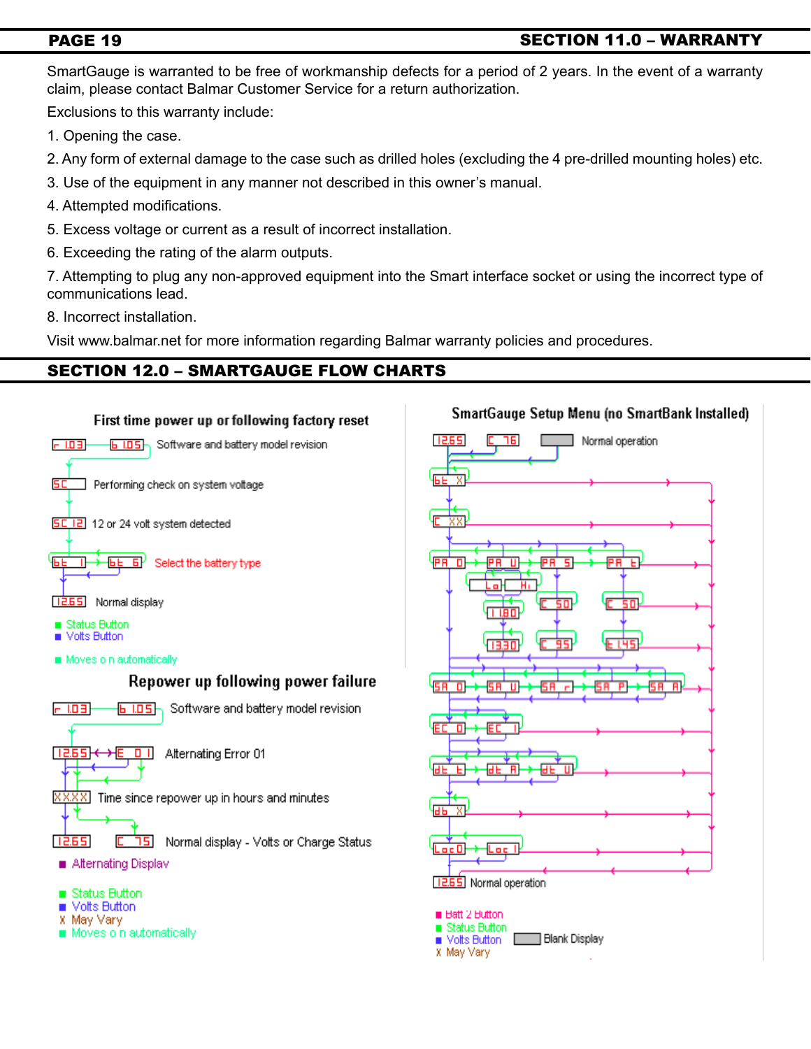## SECTION 11.0 – WARRANTY

SmartGauge is warranted to be free of workmanship defects for a period of 2 years. In the event of a warranty claim, please contact Balmar Customer Service for a return authorization.

Exclusions to this warranty include:

1. Opening the case.
2. Any form of external damage to the case such as drilled holes (excluding the 4 pre-drilled mounting holes) etc.
3. Use of the equipment in any manner not described in this owner's manual.
4. Attempted modifications.
5. Excess voltage or current as a result of incorrect installation.
6. Exceeding the rating of the alarm outputs.
7. Attempting to plug any non-approved equipment into the Smart interface socket or using the incorrect type of communications lead.
8. Incorrect installation.

Visit www.balmar.net for more information regarding Balmar warranty policies and procedures.

## SECTION 12.0 – SMARTGAUGE FLOW CHARTS

### First time power up or following factory reset

- r 1.03 → b 1.05 — Software and battery model revision
- SC — Performing check on system voltage
- SC 12 — 12 or 24 volt system detected
- bt 1 ↔ bt 6 — Select the battery type
- 12.65 — Normal display

■ Status Button
■ Volts Button

■ Moves on automatically

### Repower up following power failure

- r 1.03 → b 1.05 — Software and battery model revision
- 12.65 ↔ E 01 — Alternating Error 01
- XXXX — Time since repower up in hours and minutes
- 12.65 — C 75 — Normal display - Volts or Charge Status

■ Alternating Display

■ Status Button
■ Volts Button
X May Vary
■ Moves on automatically

### SmartGauge Setup Menu (no SmartBank Installed)

- 12.65 — C 76 — Normal operation
- bt X
- C XX
- PA 0 → PA U → PA S → PA t
  - Lo / Hi
  - 11.80, 13.30
  - C 50, C 95
  - C 50, t 145
- SA 0 → SA U → SA r → SA P → SA A
- EC 0 → EC 1
- dt t → dt A → dt U
- db X
- Loc 0 → Loc 1
- 12.65 — Normal operation

■ Batt 2 Button
■ Status Button
■ Volts Button
X May Vary

Blank Display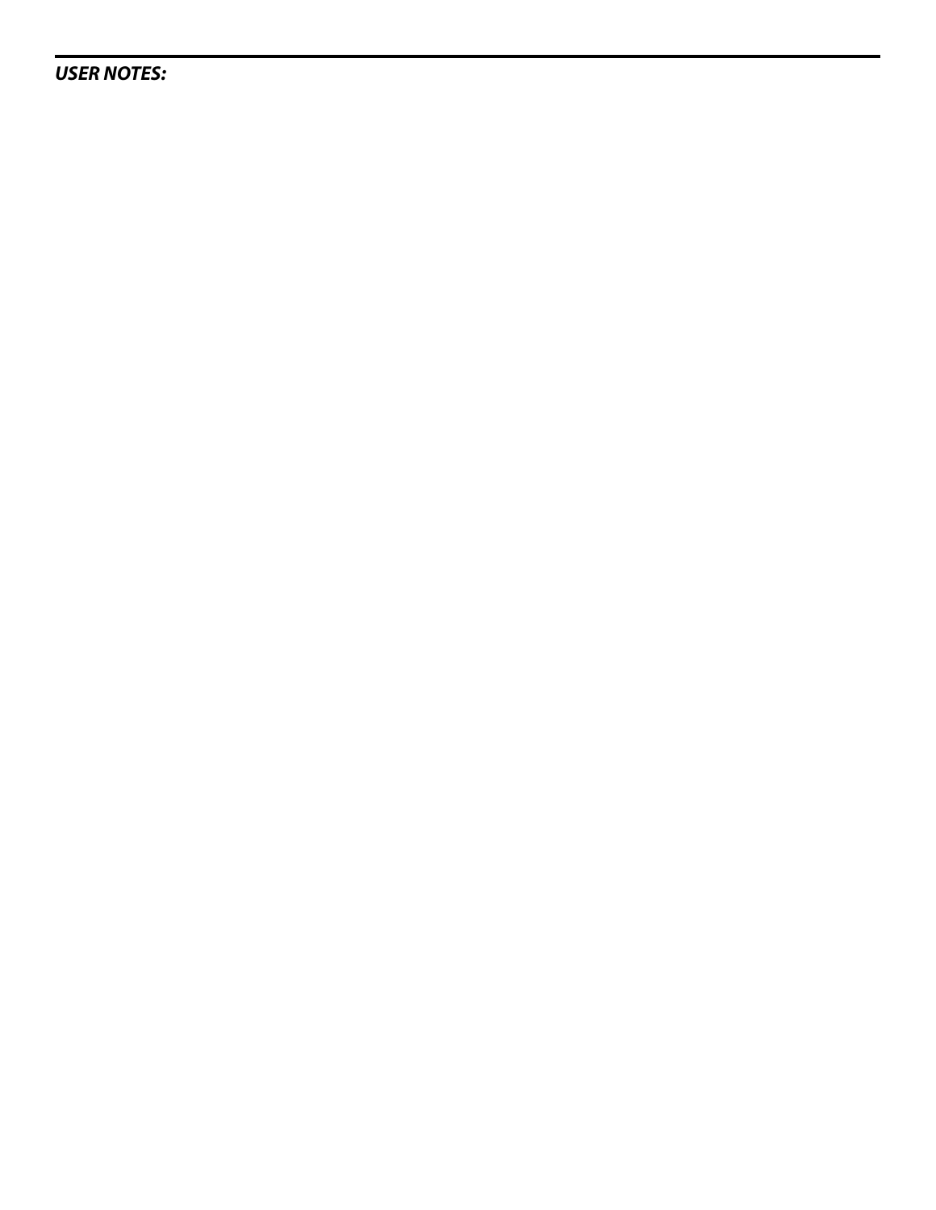***USER NOTES:***